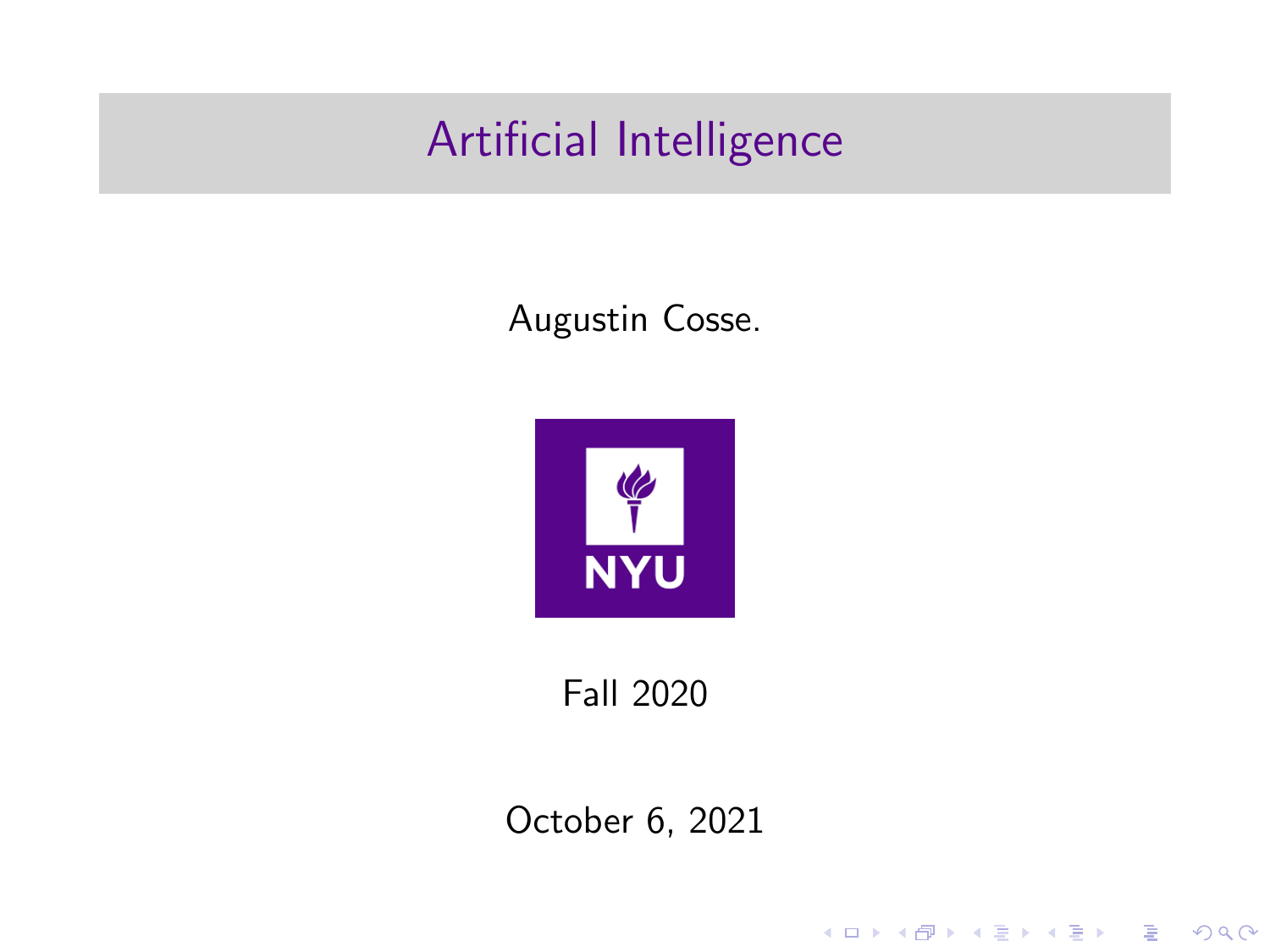# Artificial Intelligence

Augustin Cosse.

Fall 2020

October 6, 2021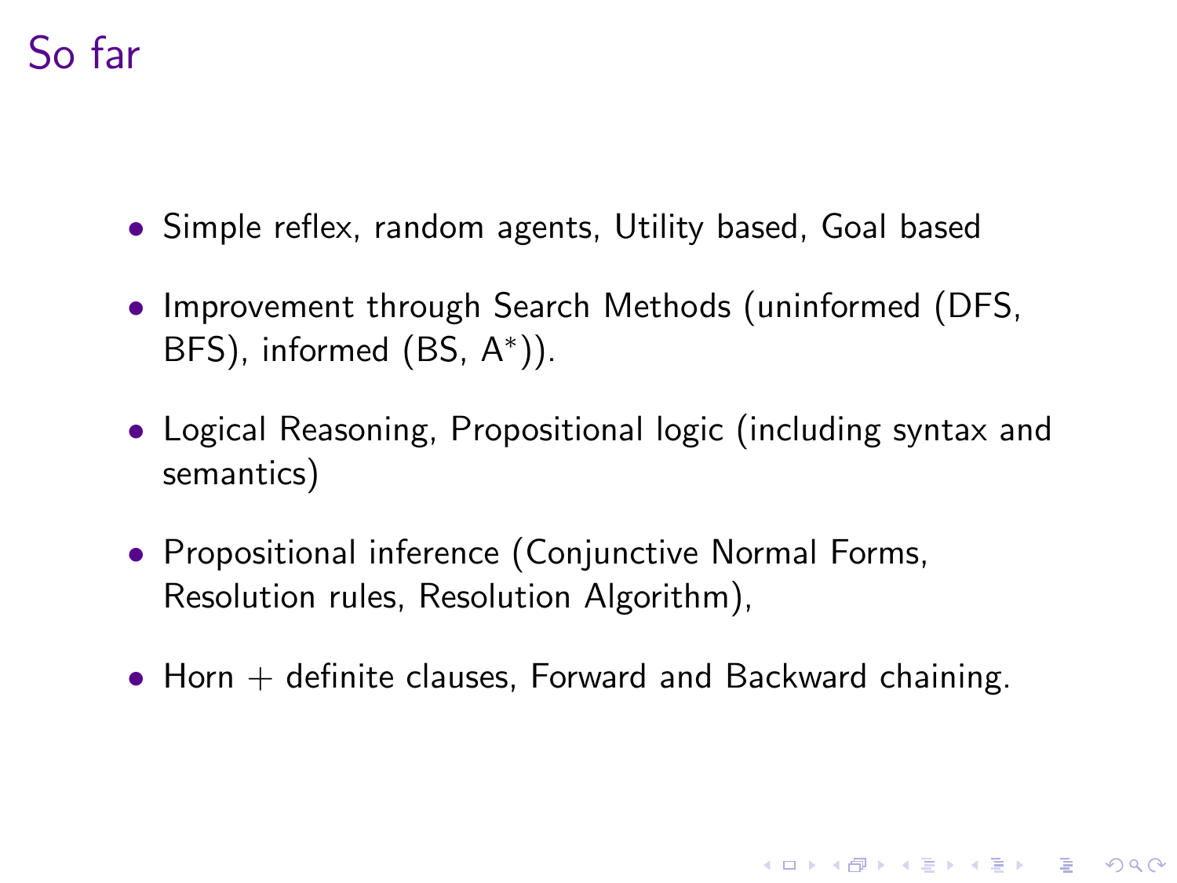# So far

- Simple reflex, random agents, Utility based, Goal based
- Improvement through Search Methods (uninformed (DFS, BFS), informed (BS, A$^*$)).
- Logical Reasoning, Propositional logic (including syntax and semantics)
- Propositional inference (Conjunctive Normal Forms, Resolution rules, Resolution Algorithm),
- Horn + definite clauses, Forward and Backward chaining.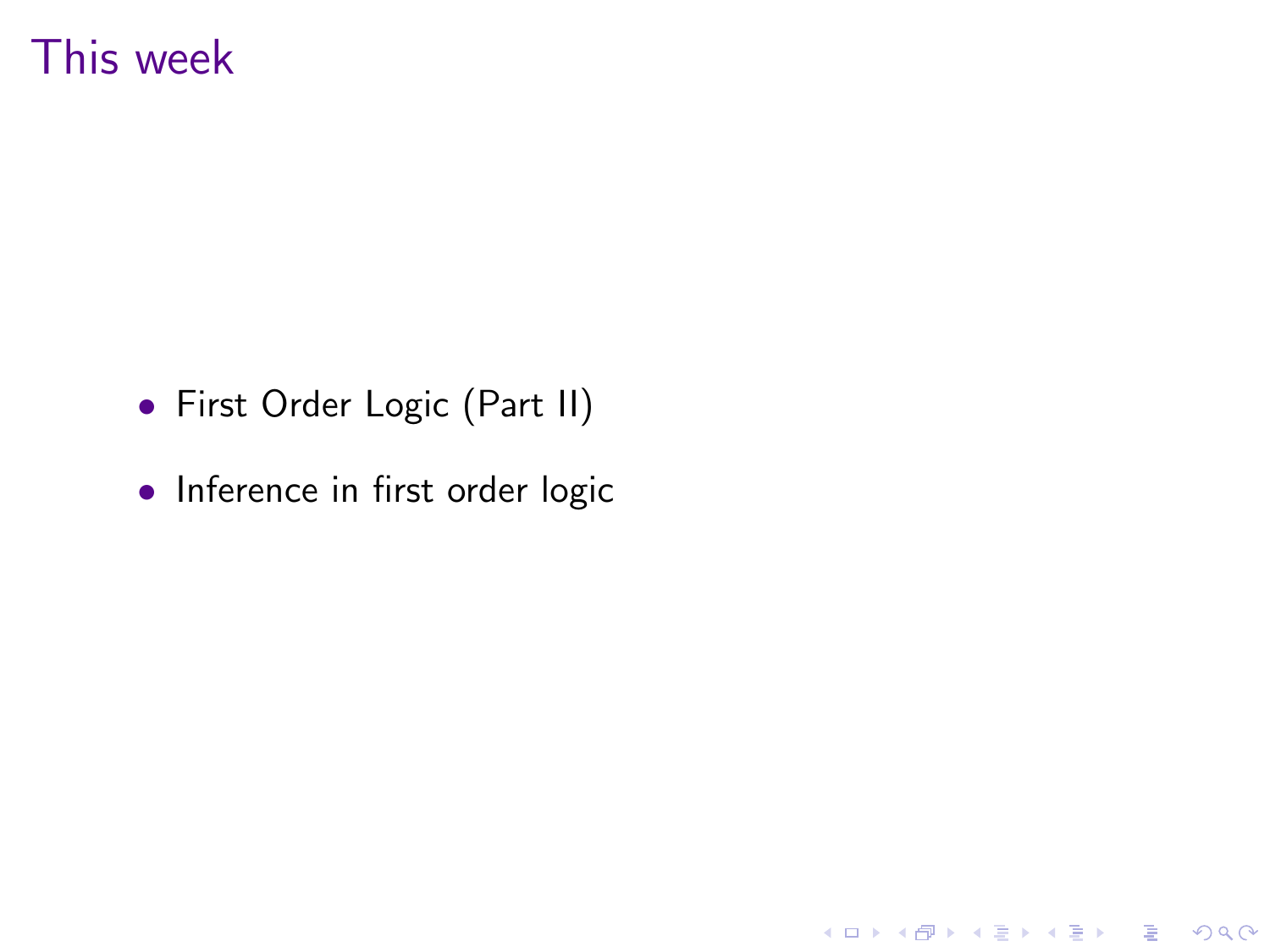# This week

- First Order Logic (Part II)
- Inference in first order logic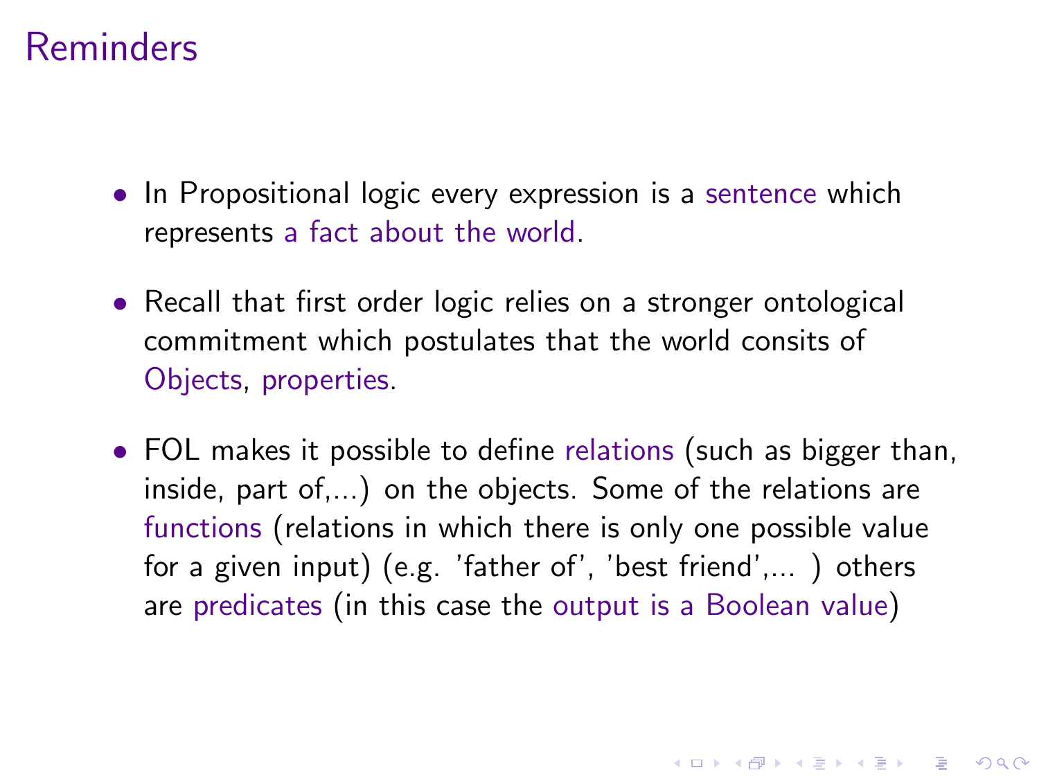# Reminders

- In Propositional logic every expression is a sentence which represents a fact about the world.
- Recall that first order logic relies on a stronger ontological commitment which postulates that the world consits of Objects, properties.
- FOL makes it possible to define relations (such as bigger than, inside, part of,...) on the objects. Some of the relations are functions (relations in which there is only one possible value for a given input) (e.g. 'father of', 'best friend',... ) others are predicates (in this case the output is a Boolean value)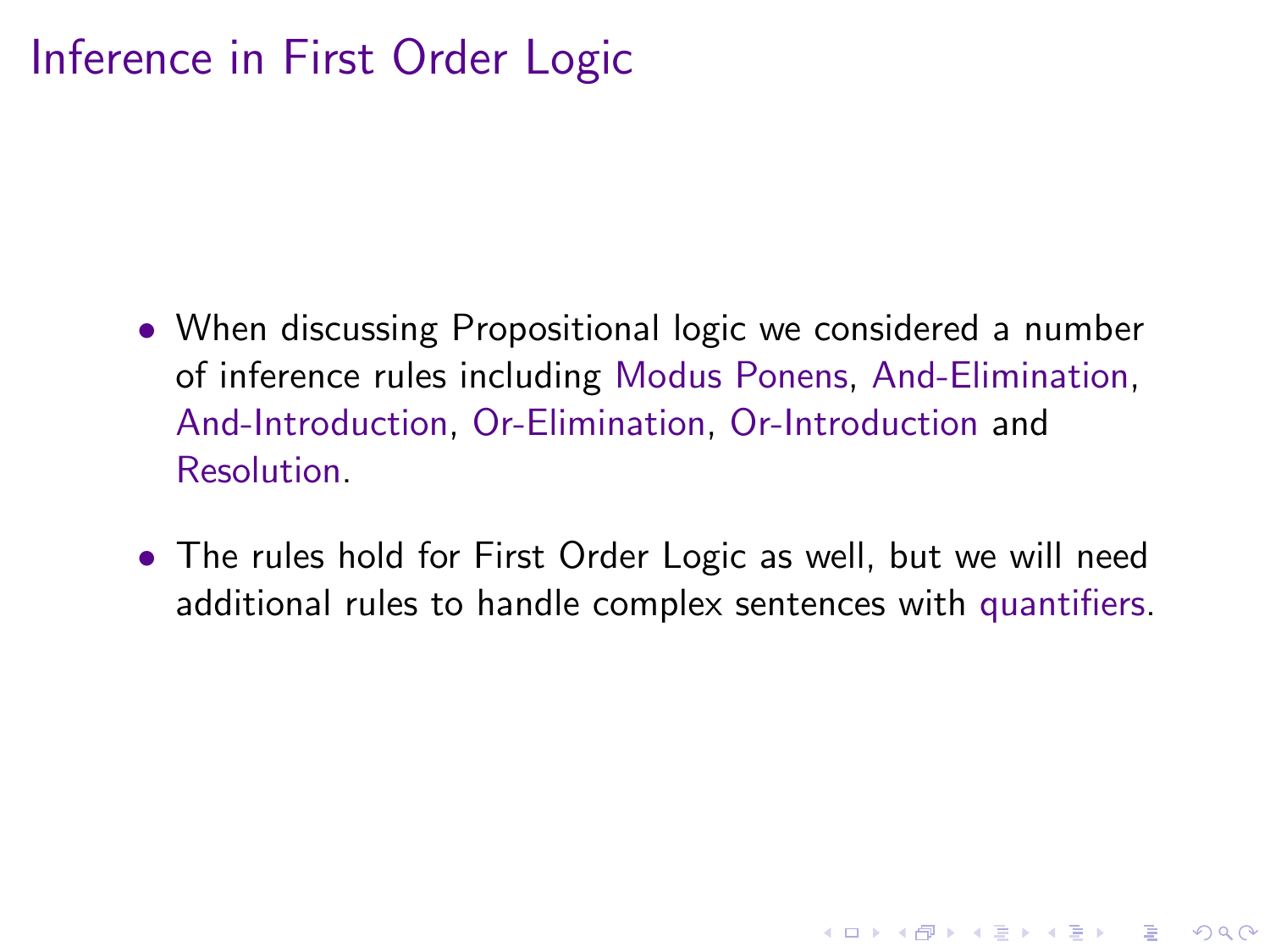# Inference in First Order Logic

- When discussing Propositional logic we considered a number of inference rules including Modus Ponens, And-Elimination, And-Introduction, Or-Elimination, Or-Introduction and Resolution.

- The rules hold for First Order Logic as well, but we will need additional rules to handle complex sentences with quantifiers.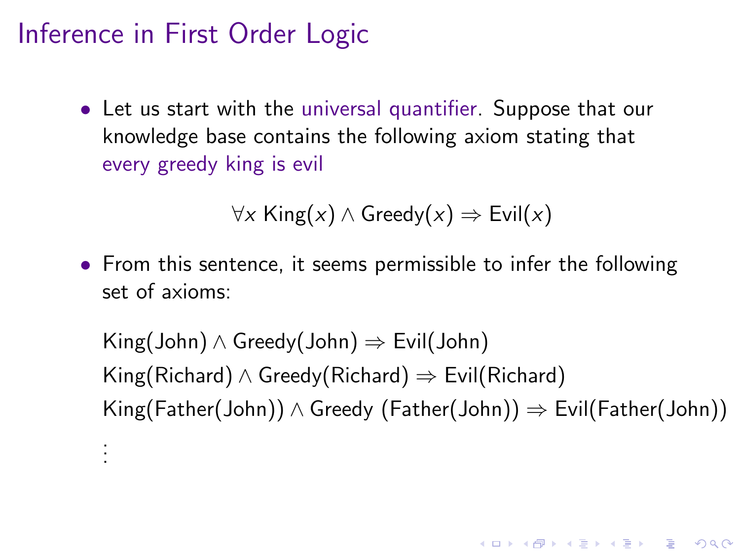# Inference in First Order Logic

- Let us start with the universal quantifier. Suppose that our knowledge base contains the following axiom stating that every greedy king is evil

$$\forall x \ \text{King}(x) \wedge \text{Greedy}(x) \Rightarrow \text{Evil}(x)$$

- From this sentence, it seems permissible to infer the following set of axioms:

$\text{King}(\text{John}) \wedge \text{Greedy}(\text{John}) \Rightarrow \text{Evil}(\text{John})$

$\text{King}(\text{Richard}) \wedge \text{Greedy}(\text{Richard}) \Rightarrow \text{Evil}(\text{Richard})$

$\text{King}(\text{Father}(\text{John})) \wedge \text{Greedy}(\text{Father}(\text{John})) \Rightarrow \text{Evil}(\text{Father}(\text{John}))$

$\vdots$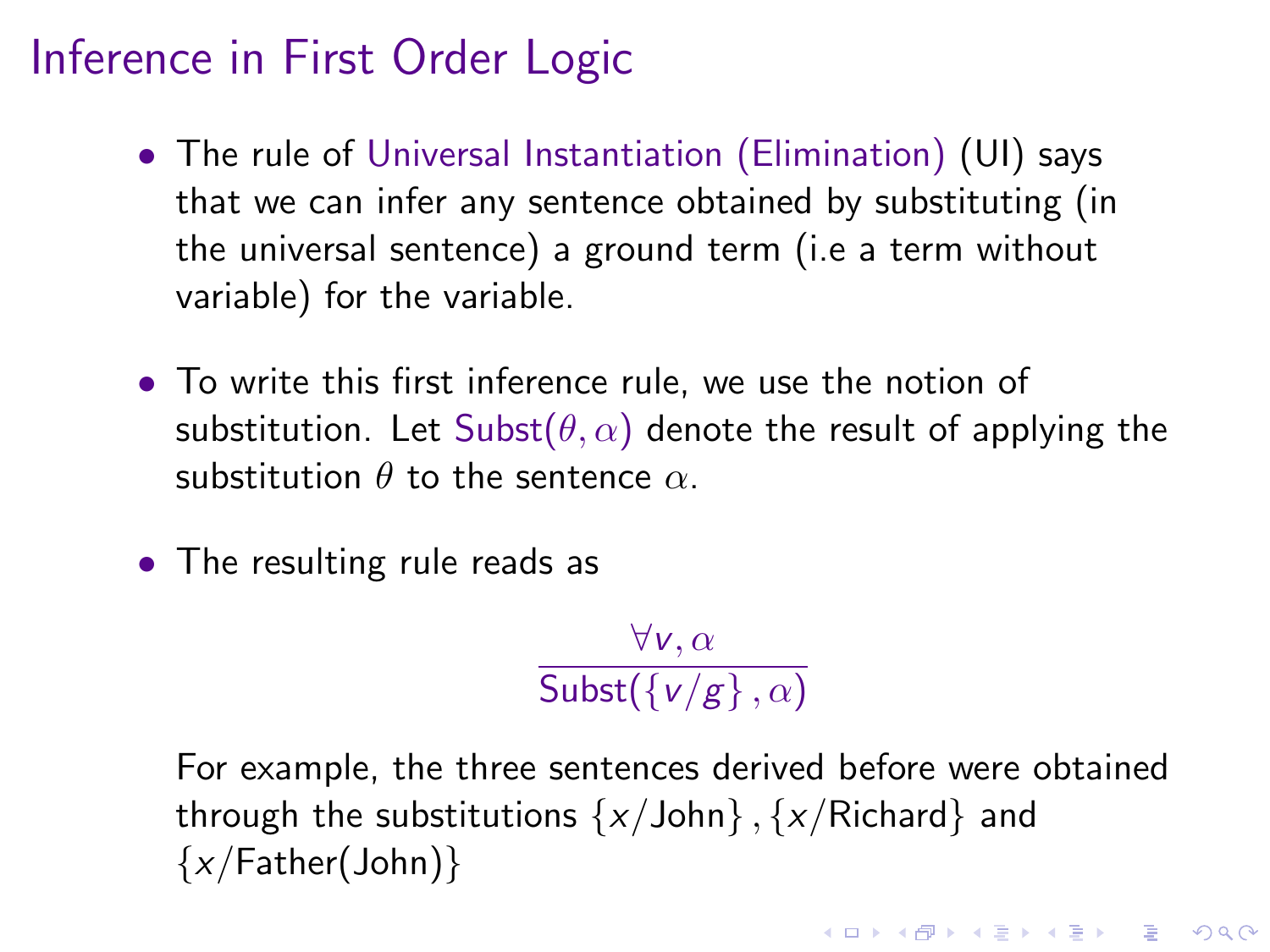# Inference in First Order Logic

- The rule of Universal Instantiation (Elimination) (UI) says that we can infer any sentence obtained by substituting (in the universal sentence) a ground term (i.e a term without variable) for the variable.

- To write this first inference rule, we use the notion of substitution. Let $\text{Subst}(\theta, \alpha)$ denote the result of applying the substitution $\theta$ to the sentence $\alpha$.

- The resulting rule reads as

$$\frac{\forall v, \alpha}{\text{Subst}(\{v/g\}, \alpha)}$$

For example, the three sentences derived before were obtained through the substitutions $\{x/\text{John}\}, \{x/\text{Richard}\}$ and $\{x/\text{Father}(\text{John})\}$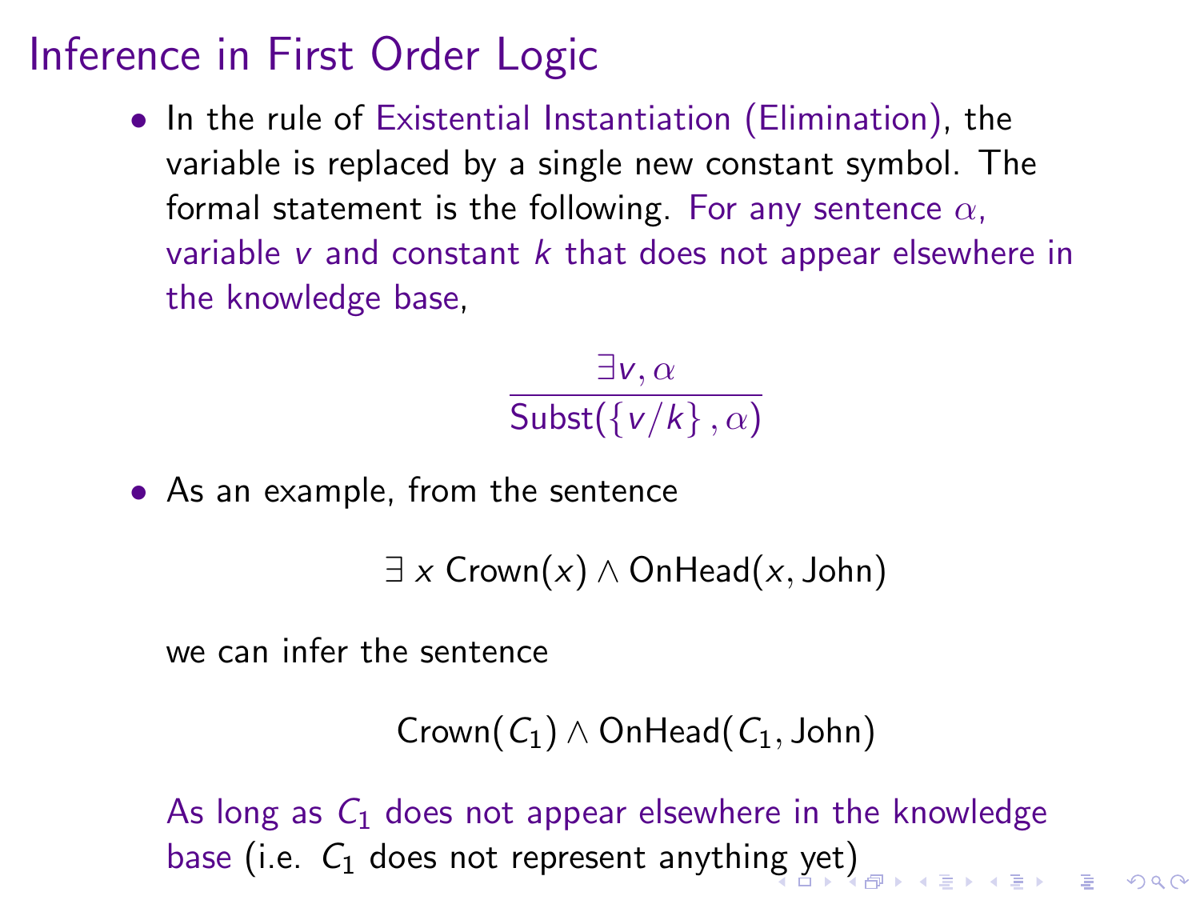# Inference in First Order Logic

- In the rule of Existential Instantiation (Elimination), the variable is replaced by a single new constant symbol. The formal statement is the following. For any sentence $\alpha$, variable $v$ and constant $k$ that does not appear elsewhere in the knowledge base,

$$\frac{\exists v, \alpha}{\text{Subst}(\{v/k\}, \alpha)}$$

- As an example, from the sentence

$$\exists\ x\ \text{Crown}(x) \wedge \text{OnHead}(x, \text{John})$$

  we can infer the sentence

$$\text{Crown}(C_1) \wedge \text{OnHead}(C_1, \text{John})$$

  As long as $C_1$ does not appear elsewhere in the knowledge base (i.e. $C_1$ does not represent anything yet)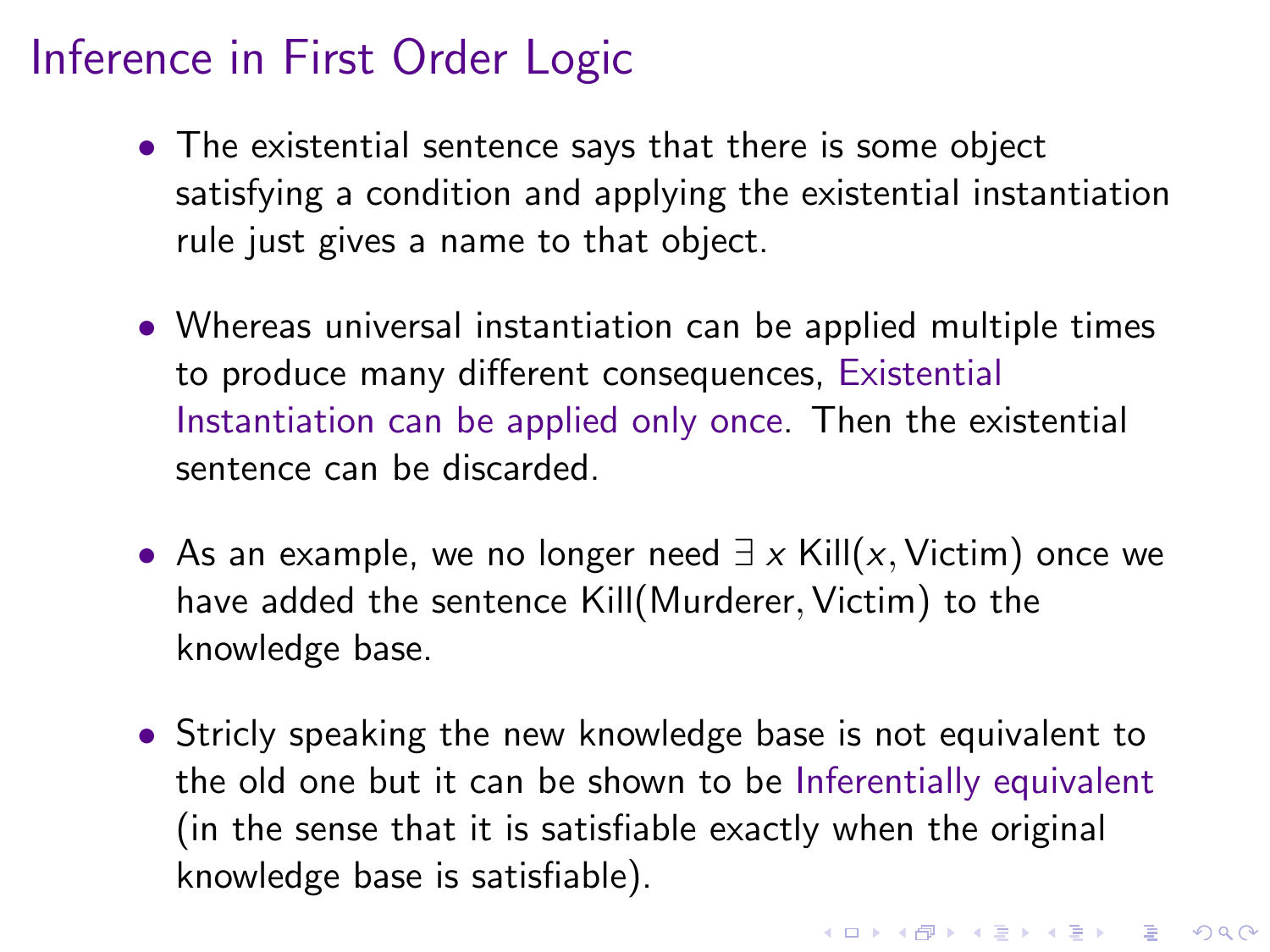# Inference in First Order Logic

- The existential sentence says that there is some object satisfying a condition and applying the existential instantiation rule just gives a name to that object.

- Whereas universal instantiation can be applied multiple times to produce many different consequences, Existential Instantiation can be applied only once. Then the existential sentence can be discarded.

- As an example, we no longer need $\exists\, x\ \text{Kill}(x, \text{Victim})$ once we have added the sentence $\text{Kill}(\text{Murderer}, \text{Victim})$ to the knowledge base.

- Stricly speaking the new knowledge base is not equivalent to the old one but it can be shown to be Inferentially equivalent (in the sense that it is satisfiable exactly when the original knowledge base is satisfiable).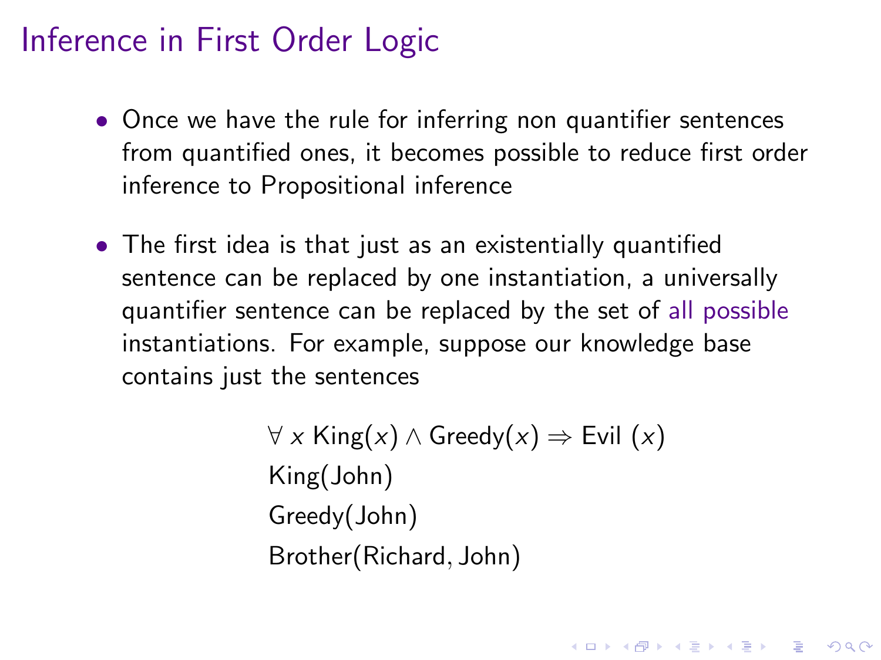# Inference in First Order Logic

- Once we have the rule for inferring non quantifier sentences from quantified ones, it becomes possible to reduce first order inference to Propositional inference

- The first idea is that just as an existentially quantified sentence can be replaced by one instantiation, a universally quantifier sentence can be replaced by the set of all possible instantiations. For example, suppose our knowledge base contains just the sentences

$$\forall\, x \text{ King}(x) \land \text{Greedy}(x) \Rightarrow \text{Evil }(x)$$
$$\text{King(John)}$$
$$\text{Greedy(John)}$$
$$\text{Brother(Richard, John)}$$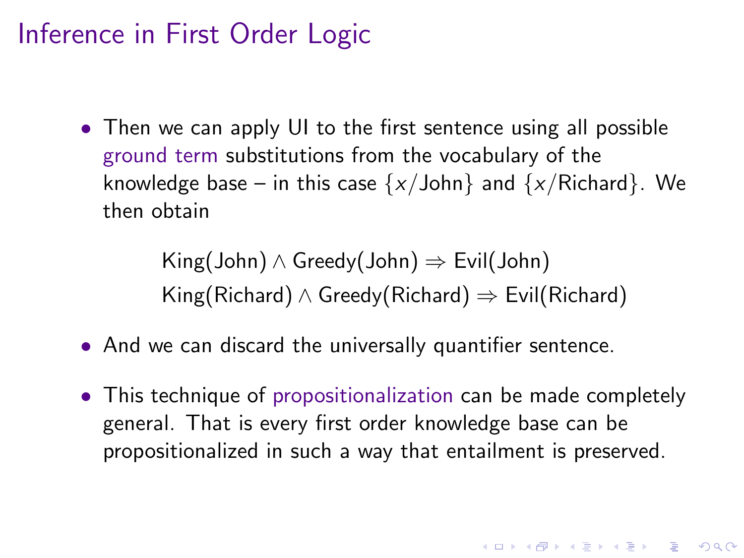# Inference in First Order Logic

- Then we can apply UI to the first sentence using all possible ground term substitutions from the vocabulary of the knowledge base – in this case $\{x/\text{John}\}$ and $\{x/\text{Richard}\}$. We then obtain

$$\text{King}(\text{John}) \wedge \text{Greedy}(\text{John}) \Rightarrow \text{Evil}(\text{John})$$
$$\text{King}(\text{Richard}) \wedge \text{Greedy}(\text{Richard}) \Rightarrow \text{Evil}(\text{Richard})$$

- And we can discard the universally quantifier sentence.
- This technique of propositionalization can be made completely general. That is every first order knowledge base can be propositionalized in such a way that entailment is preserved.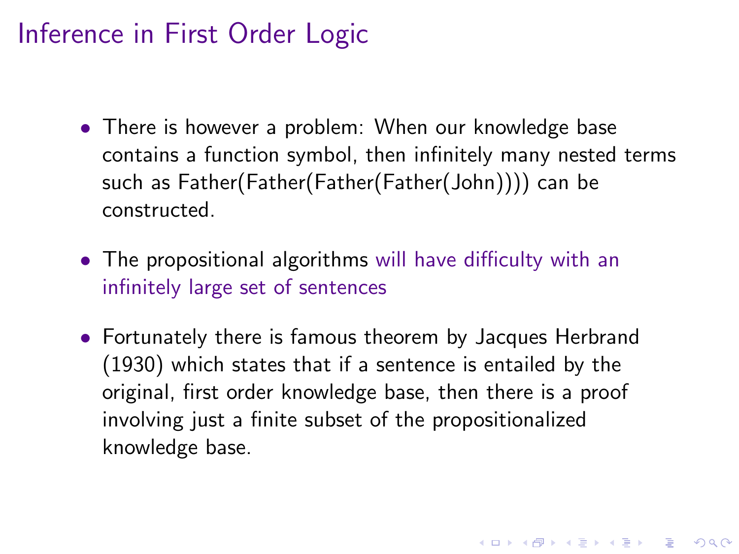# Inference in First Order Logic

- There is however a problem: When our knowledge base contains a function symbol, then infinitely many nested terms such as Father(Father(Father(Father(John)))) can be constructed.

- The propositional algorithms will have difficulty with an infinitely large set of sentences

- Fortunately there is famous theorem by Jacques Herbrand (1930) which states that if a sentence is entailed by the original, first order knowledge base, then there is a proof involving just a finite subset of the propositionalized knowledge base.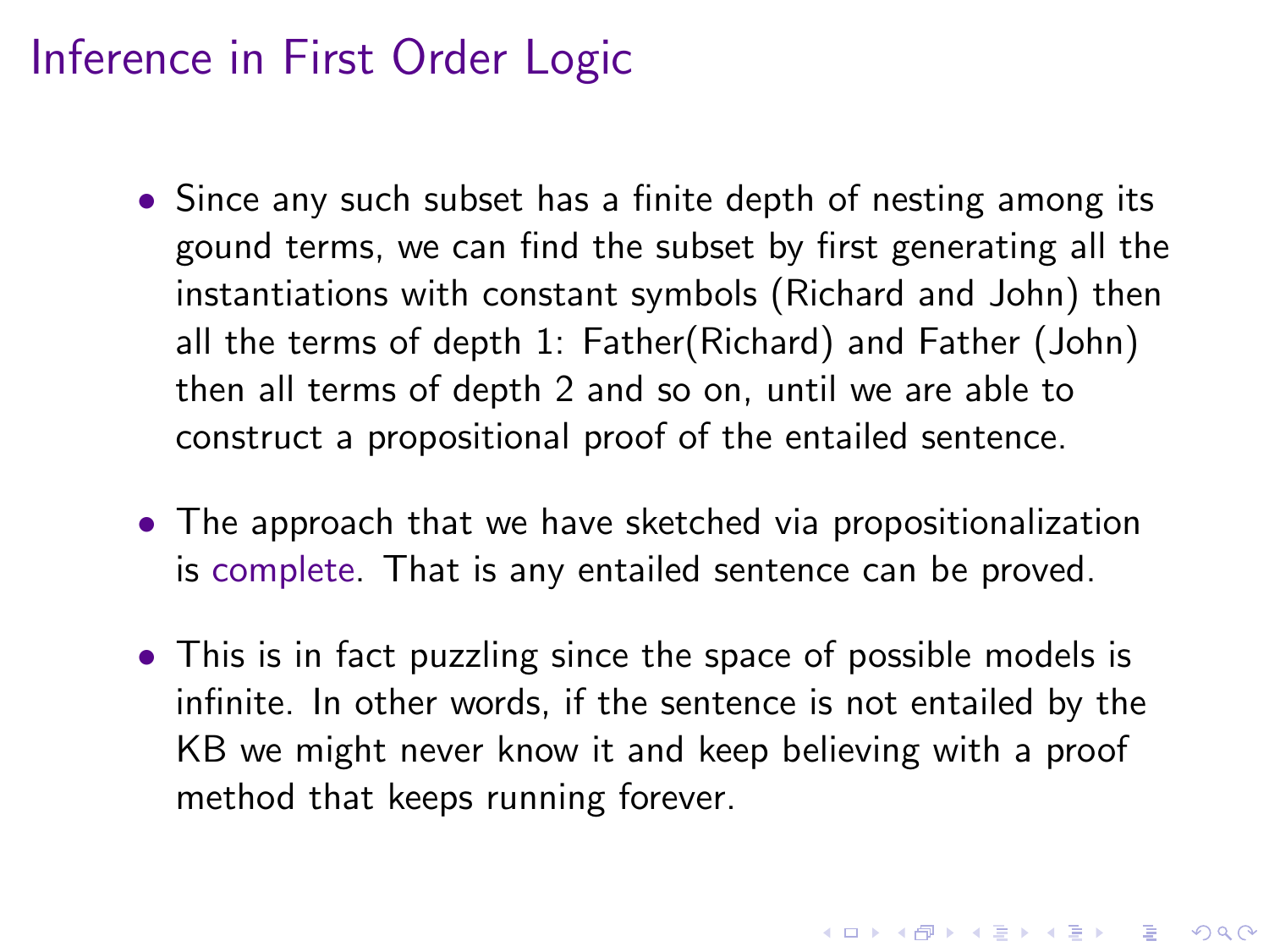# Inference in First Order Logic

- Since any such subset has a finite depth of nesting among its gound terms, we can find the subset by first generating all the instantiations with constant symbols (Richard and John) then all the terms of depth 1: Father(Richard) and Father (John) then all terms of depth 2 and so on, until we are able to construct a propositional proof of the entailed sentence.
- The approach that we have sketched via propositionalization is complete. That is any entailed sentence can be proved.
- This is in fact puzzling since the space of possible models is infinite. In other words, if the sentence is not entailed by the KB we might never know it and keep believing with a proof method that keeps running forever.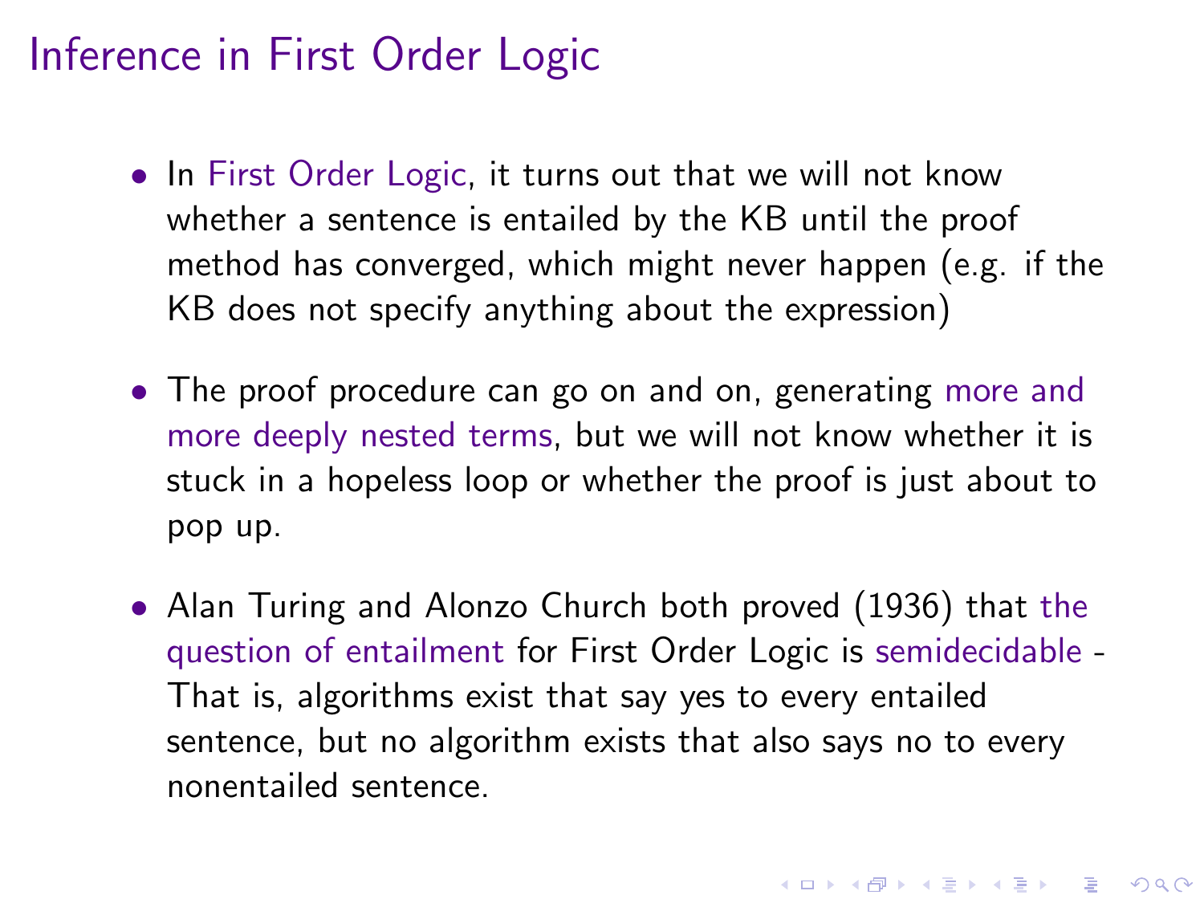# Inference in First Order Logic

- In First Order Logic, it turns out that we will not know whether a sentence is entailed by the KB until the proof method has converged, which might never happen (e.g. if the KB does not specify anything about the expression)

- The proof procedure can go on and on, generating more and more deeply nested terms, but we will not know whether it is stuck in a hopeless loop or whether the proof is just about to pop up.

- Alan Turing and Alonzo Church both proved (1936) that the question of entailment for First Order Logic is semidecidable - That is, algorithms exist that say yes to every entailed sentence, but no algorithm exists that also says no to every nonentailed sentence.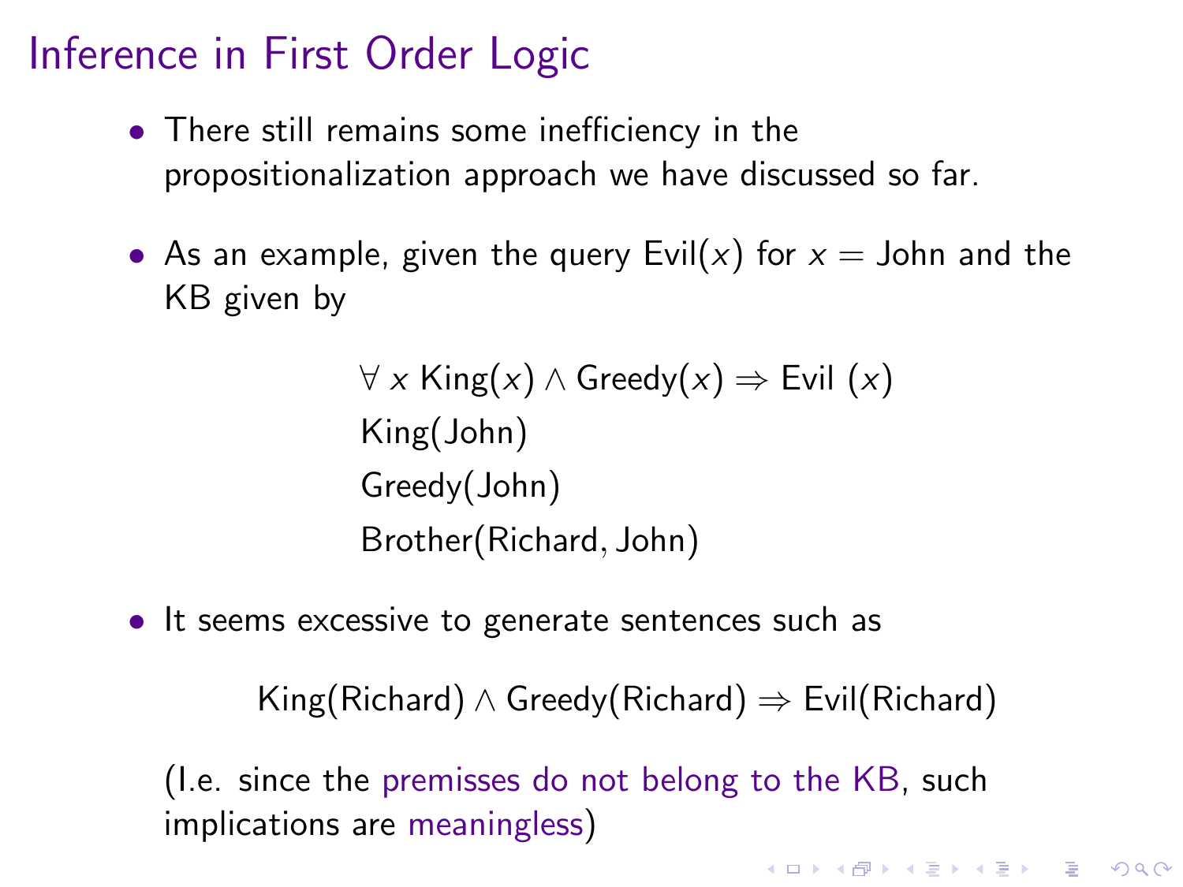# Inference in First Order Logic

- There still remains some inefficiency in the propositionalization approach we have discussed so far.

- As an example, given the query Evil($x$) for $x$ = John and the KB given by

$$
\begin{aligned}
&\forall\, x \; \text{King}(x) \wedge \text{Greedy}(x) \Rightarrow \text{Evil}\;(x) \\
&\text{King(John)} \\
&\text{Greedy(John)} \\
&\text{Brother(Richard, John)}
\end{aligned}
$$

- It seems excessive to generate sentences such as

$$
\text{King(Richard)} \wedge \text{Greedy(Richard)} \Rightarrow \text{Evil(Richard)}
$$

  (I.e. since the premisses do not belong to the KB, such implications are meaningless)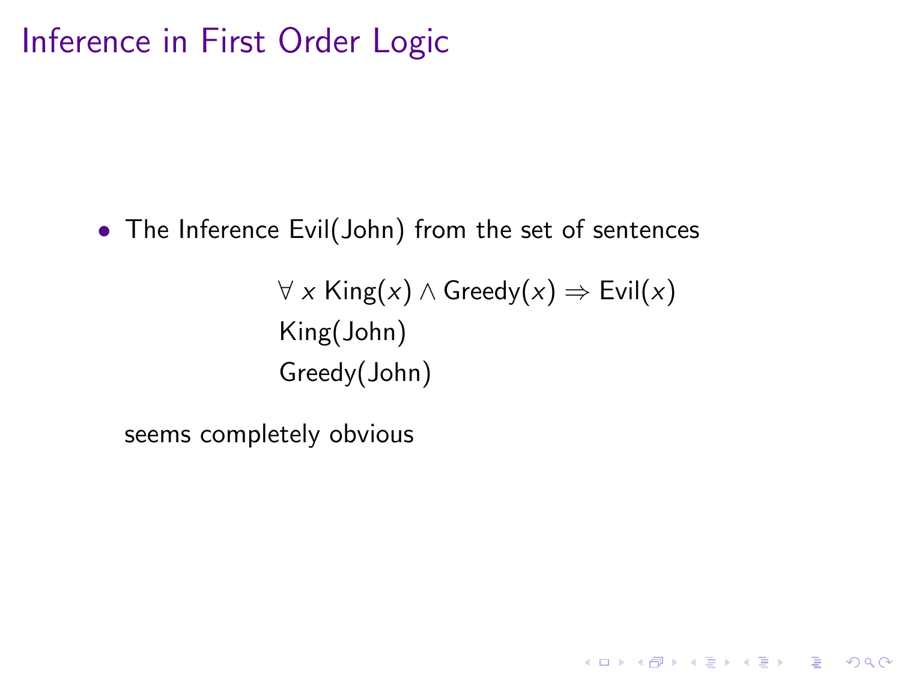# Inference in First Order Logic

- The Inference Evil(John) from the set of sentences

$$\forall\, x \ \text{King}(x) \wedge \text{Greedy}(x) \Rightarrow \text{Evil}(x)$$
$$\text{King}(\text{John})$$
$$\text{Greedy}(\text{John})$$

  seems completely obvious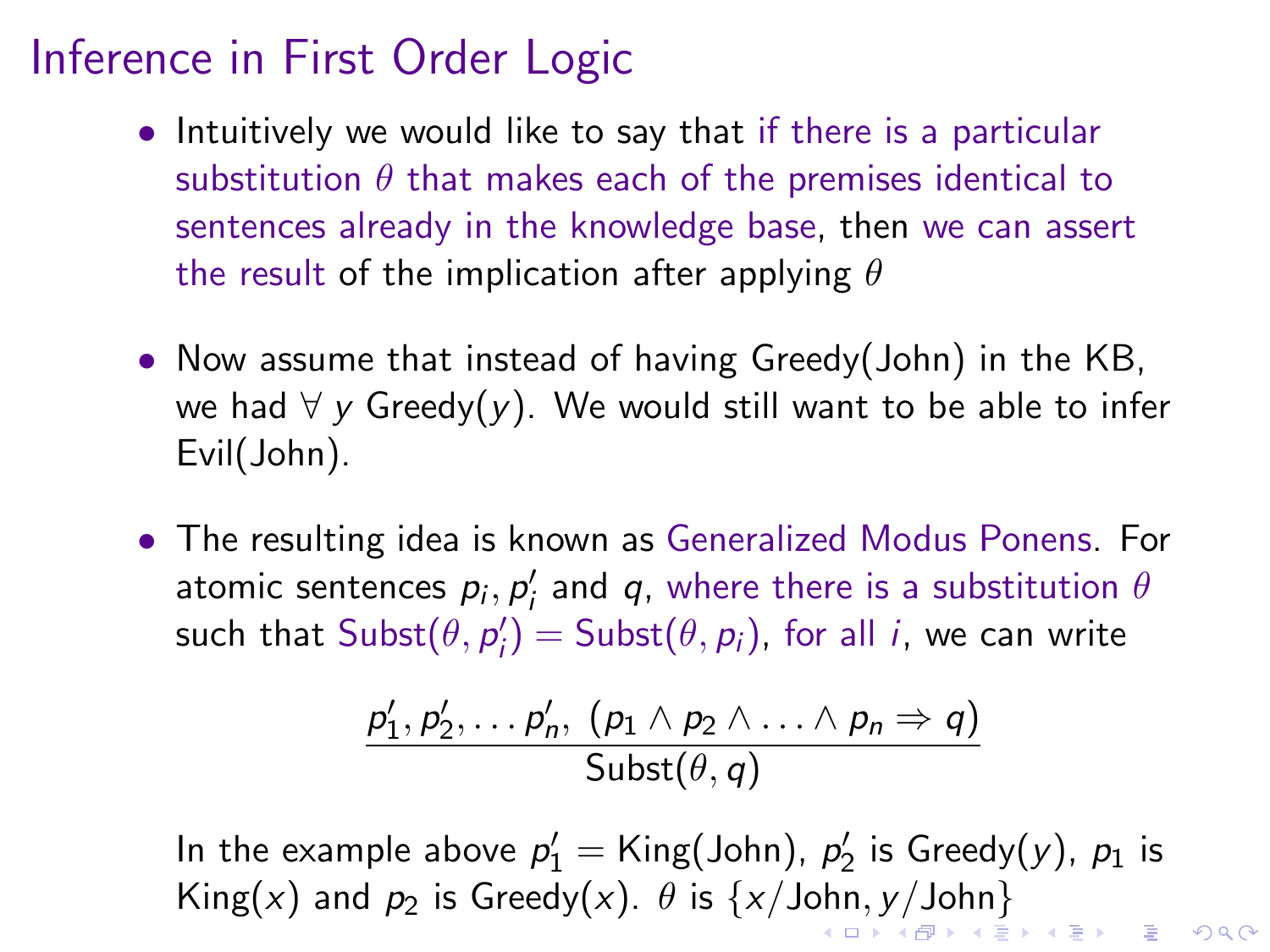# Inference in First Order Logic

- Intuitively we would like to say that if there is a particular substitution $\theta$ that makes each of the premises identical to sentences already in the knowledge base, then we can assert the result of the implication after applying $\theta$

- Now assume that instead of having Greedy(John) in the KB, we had $\forall\ y$ Greedy($y$). We would still want to be able to infer Evil(John).

- The resulting idea is known as Generalized Modus Ponens. For atomic sentences $p_i, p_i'$ and $q$, where there is a substitution $\theta$ such that $\text{Subst}(\theta, p_i') = \text{Subst}(\theta, p_i)$, for all $i$, we can write

$$\frac{p_1', p_2', \ldots p_n',\ (p_1 \wedge p_2 \wedge \ldots \wedge p_n \Rightarrow q)}{\text{Subst}(\theta, q)}$$

In the example above $p_1' = \text{King(John)}$, $p_2'$ is Greedy($y$), $p_1$ is King($x$) and $p_2$ is Greedy($x$). $\theta$ is $\{x/\text{John}, y/\text{John}\}$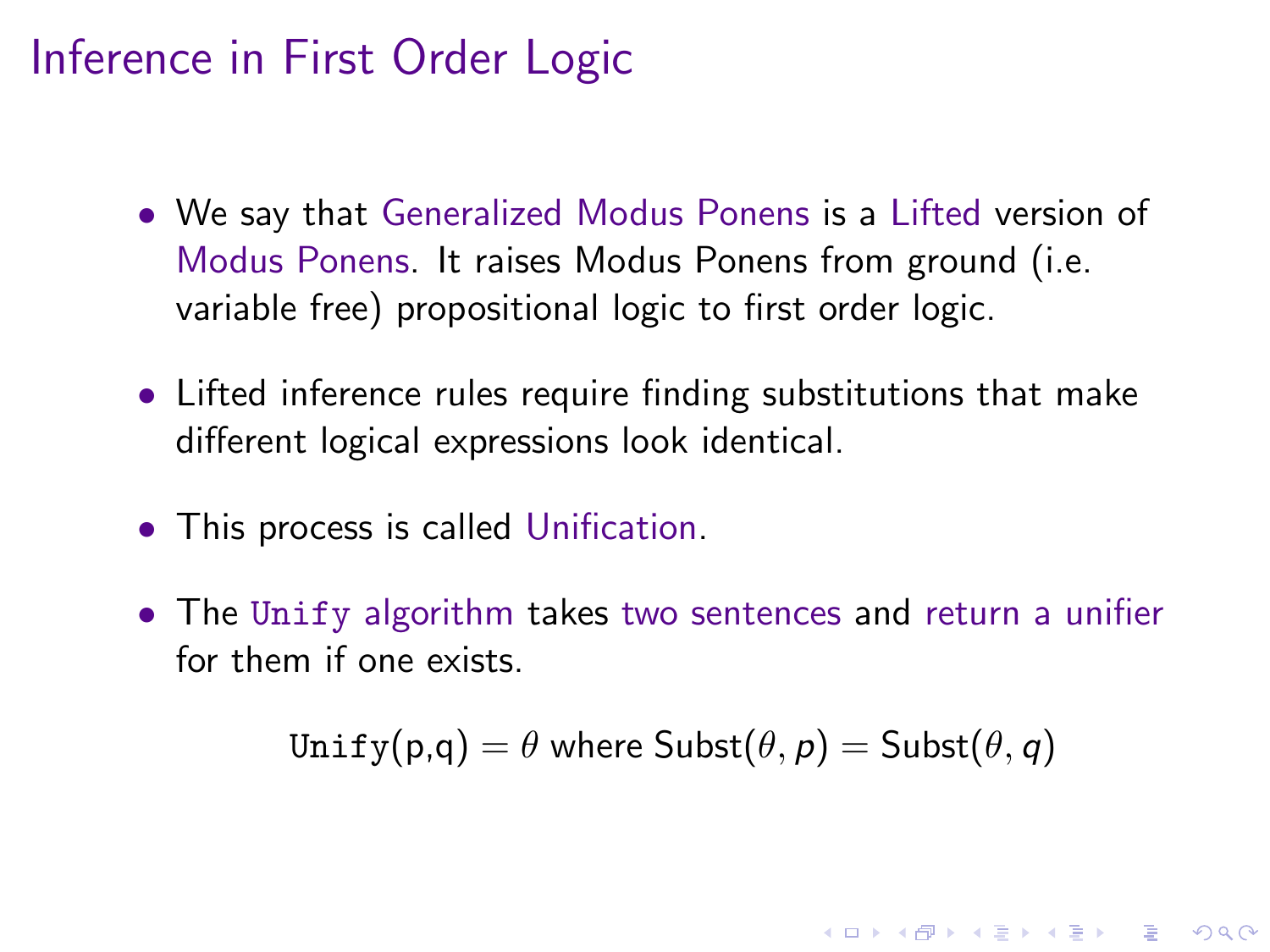# Inference in First Order Logic

- We say that Generalized Modus Ponens is a Lifted version of Modus Ponens. It raises Modus Ponens from ground (i.e. variable free) propositional logic to first order logic.

- Lifted inference rules require finding substitutions that make different logical expressions look identical.

- This process is called Unification.

- The `Unify` algorithm takes two sentences and return a unifier for them if one exists.

$$\texttt{Unify}(p,q) = \theta \text{ where } \text{Subst}(\theta, p) = \text{Subst}(\theta, q)$$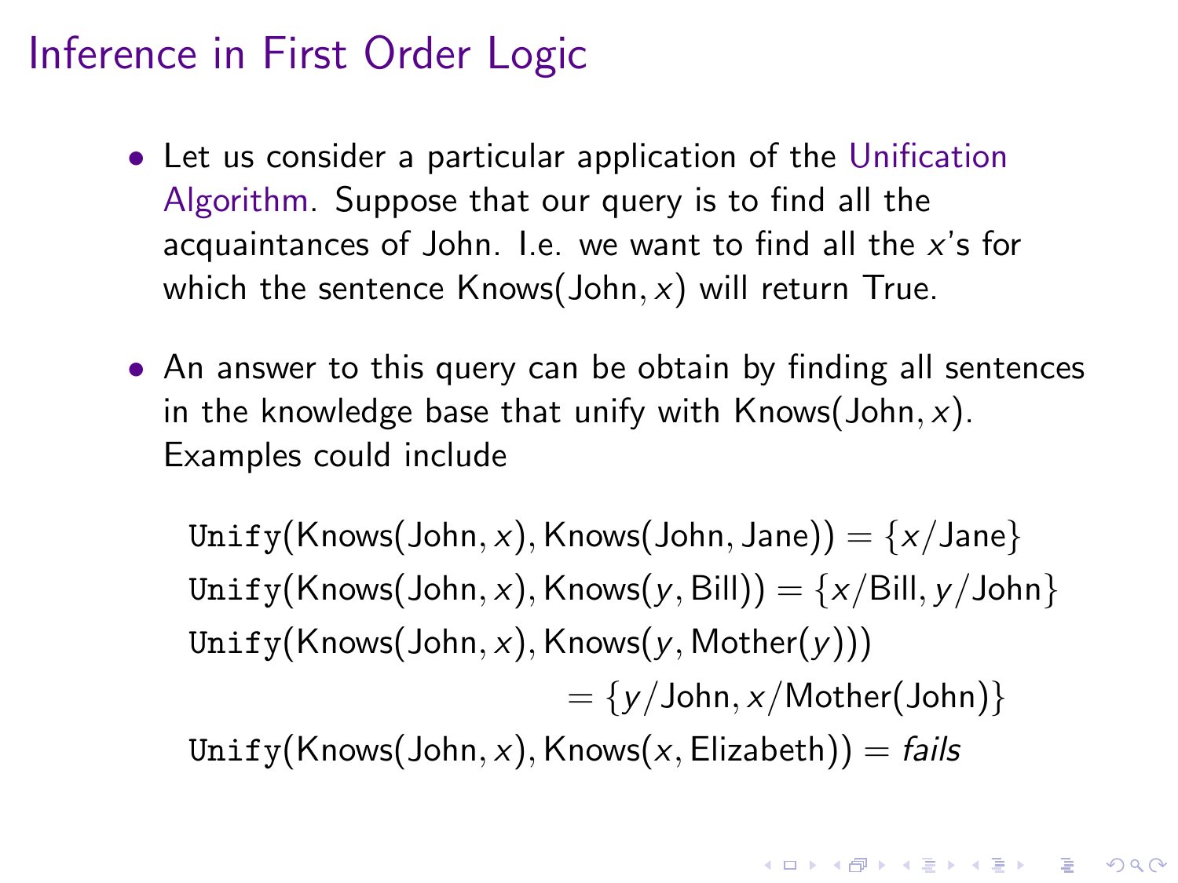# Inference in First Order Logic

- Let us consider a particular application of the Unification Algorithm. Suppose that our query is to find all the acquaintances of John. I.e. we want to find all the $x$'s for which the sentence $\text{Knows}(\text{John}, x)$ will return True.

- An answer to this query can be obtain by finding all sentences in the knowledge base that unify with $\text{Knows}(\text{John}, x)$. Examples could include

$$\texttt{Unify}(\text{Knows}(\text{John}, x), \text{Knows}(\text{John}, \text{Jane})) = \{x/\text{Jane}\}$$

$$\texttt{Unify}(\text{Knows}(\text{John}, x), \text{Knows}(y, \text{Bill})) = \{x/\text{Bill}, y/\text{John}\}$$

$$\texttt{Unify}(\text{Knows}(\text{John}, x), \text{Knows}(y, \text{Mother}(y))) = \{y/\text{John}, x/\text{Mother}(\text{John})\}$$

$$\texttt{Unify}(\text{Knows}(\text{John}, x), \text{Knows}(x, \text{Elizabeth})) = \textit{fails}$$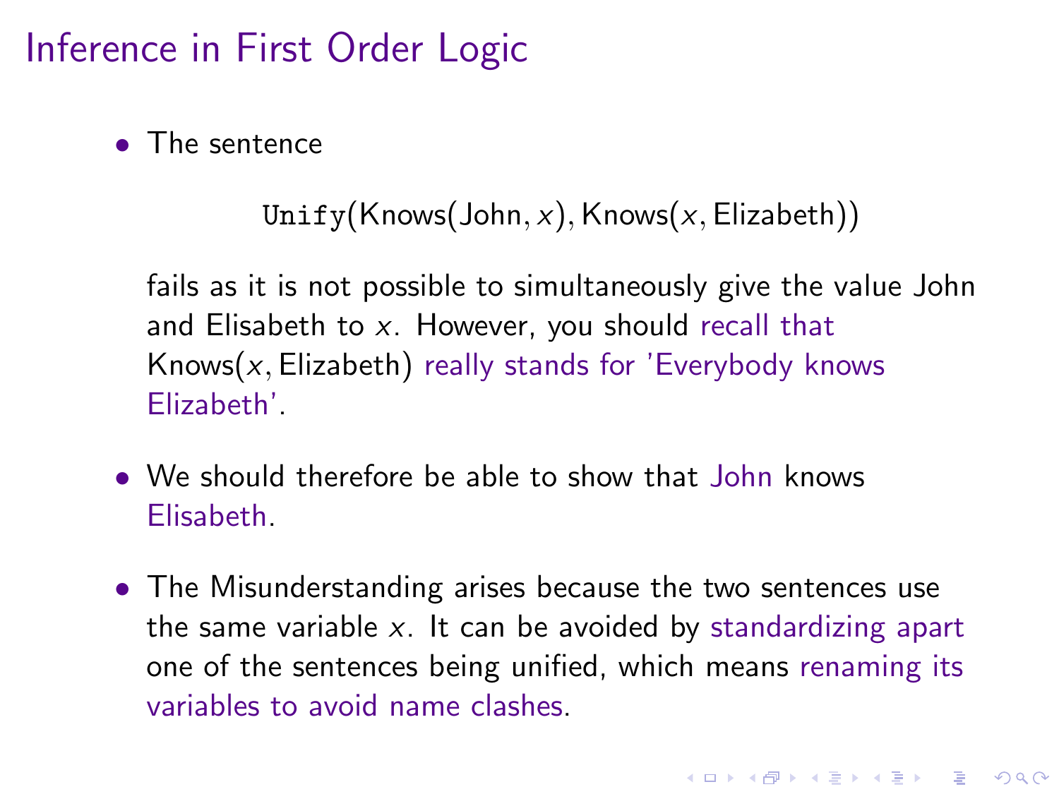# Inference in First Order Logic

- The sentence

  $$\texttt{Unify}(\text{Knows}(\text{John}, x), \text{Knows}(x, \text{Elizabeth}))$$

  fails as it is not possible to simultaneously give the value John and Elisabeth to $x$. However, you should recall that $\text{Knows}(x, \text{Elizabeth})$ really stands for 'Everybody knows Elizabeth'.

- We should therefore be able to show that John knows Elisabeth.

- The Misunderstanding arises because the two sentences use the same variable $x$. It can be avoided by standardizing apart one of the sentences being unified, which means renaming its variables to avoid name clashes.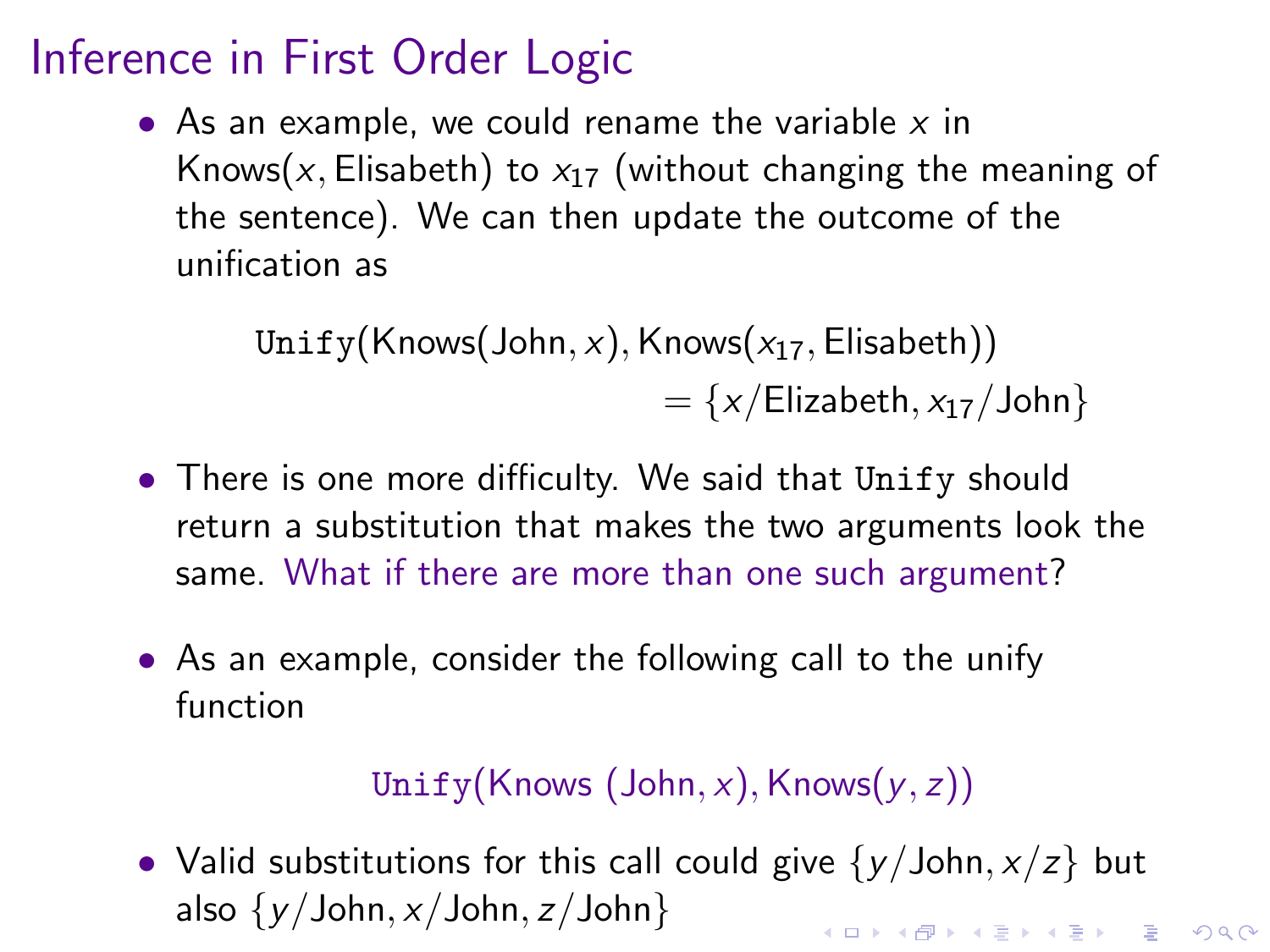# Inference in First Order Logic

- As an example, we could rename the variable $x$ in Knows($x$, Elisabeth) to $x_{17}$ (without changing the meaning of the sentence). We can then update the outcome of the unification as

$$\texttt{Unify}(\text{Knows}(\text{John}, x), \text{Knows}(x_{17}, \text{Elisabeth})) = \{x/\text{Elizabeth}, x_{17}/\text{John}\}$$

- There is one more difficulty. We said that `Unify` should return a substitution that makes the two arguments look the same. What if there are more than one such argument?

- As an example, consider the following call to the unify function

$$\texttt{Unify}(\text{Knows}\ (\text{John}, x), \text{Knows}(y, z))$$

- Valid substitutions for this call could give $\{y/\text{John}, x/z\}$ but also $\{y/\text{John}, x/\text{John}, z/\text{John}\}$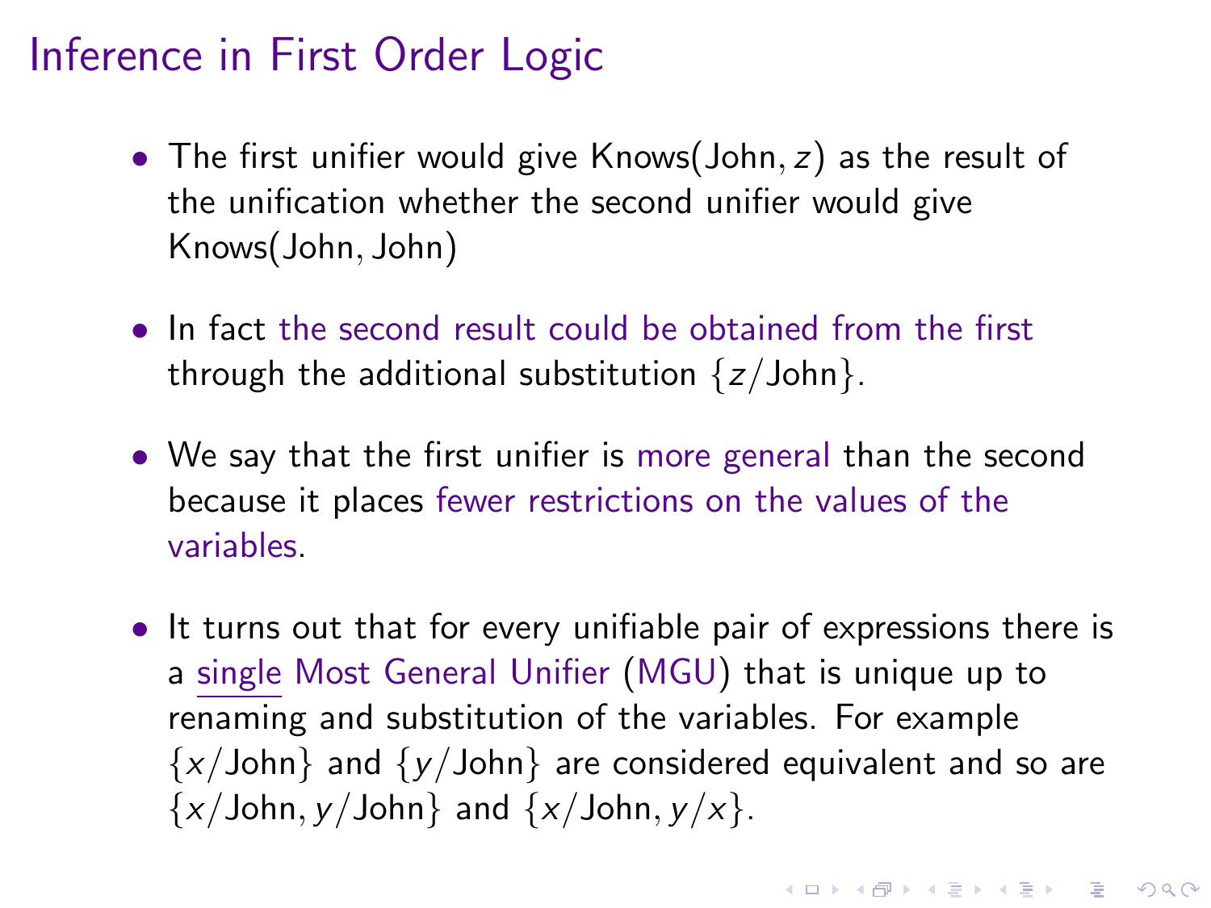# Inference in First Order Logic

- The first unifier would give $\text{Knows}(\text{John}, z)$ as the result of the unification whether the second unifier would give $\text{Knows}(\text{John}, \text{John})$

- In fact the second result could be obtained from the first through the additional substitution $\{z/\text{John}\}$.

- We say that the first unifier is more general than the second because it places fewer restrictions on the values of the variables.

- It turns out that for every unifiable pair of expressions there is a single Most General Unifier (MGU) that is unique up to renaming and substitution of the variables. For example $\{x/\text{John}\}$ and $\{y/\text{John}\}$ are considered equivalent and so are $\{x/\text{John}, y/\text{John}\}$ and $\{x/\text{John}, y/x\}$.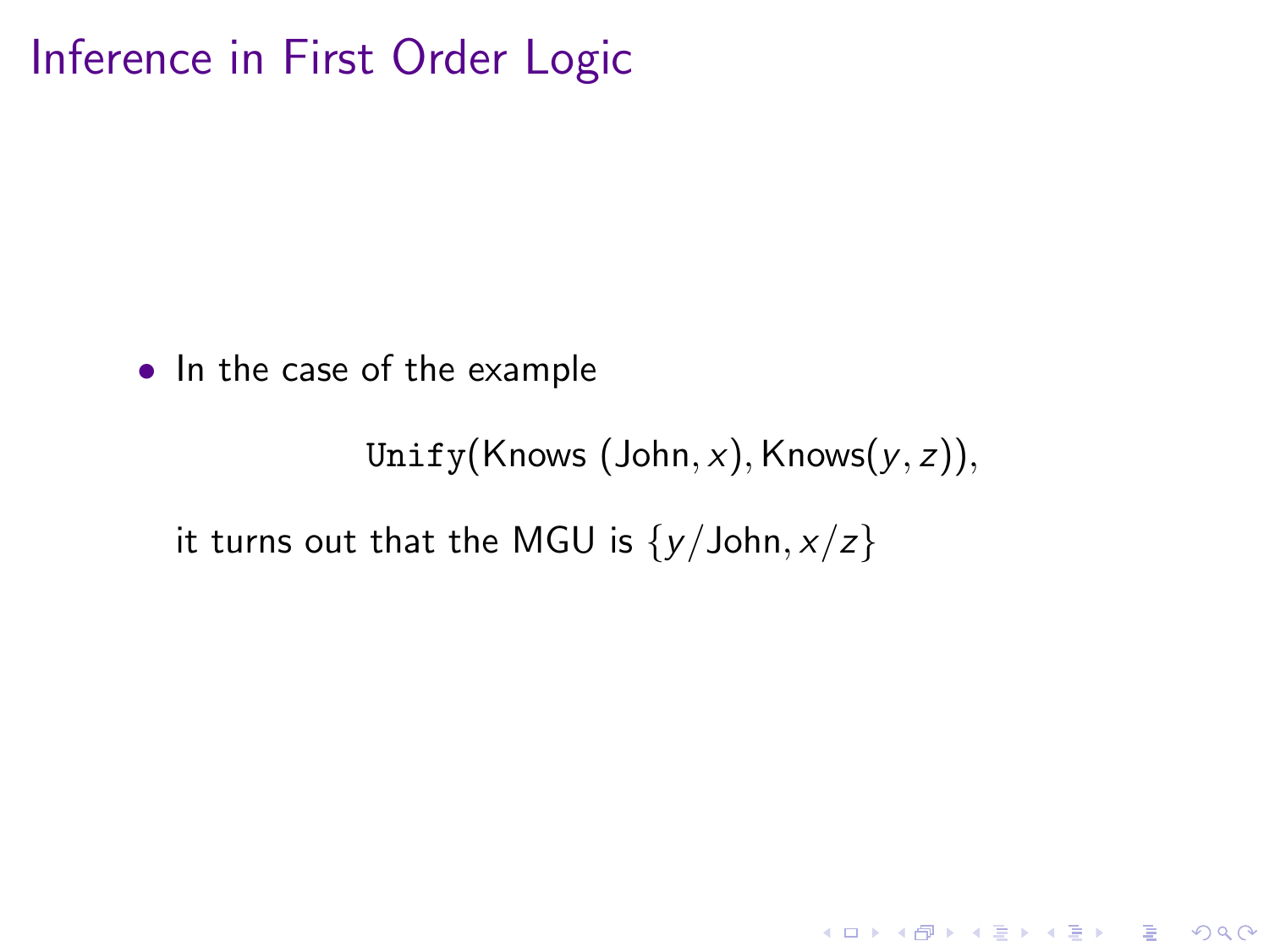# Inference in First Order Logic

- In the case of the example

$$\texttt{Unify}(\text{Knows}\ (\text{John}, x), \text{Knows}(y, z)),$$

it turns out that the MGU is $\{y/\text{John}, x/z\}$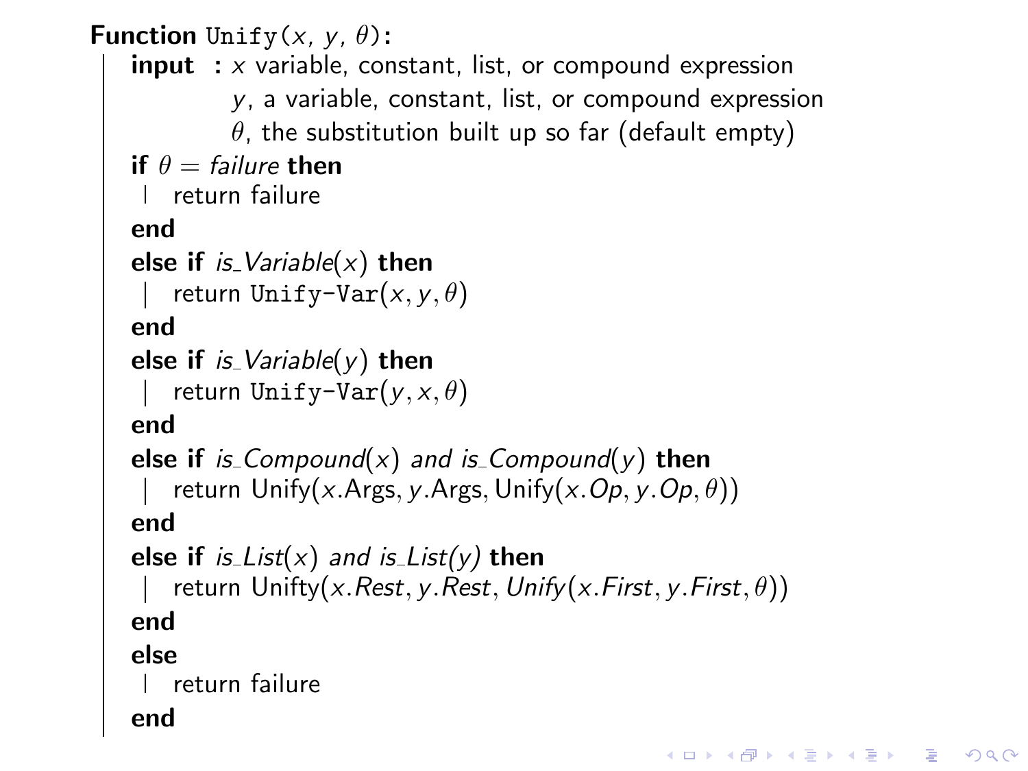**Function** Unify($x$, $y$, $\theta$):

**input :** $x$ variable, constant, list, or compound expression
$y$, a variable, constant, list, or compound expression
$\theta$, the substitution built up so far (default empty)

```
if θ = failure then
    return failure
end
else if is_Variable(x) then
    return Unify-Var(x, y, θ)
end
else if is_Variable(y) then
    return Unify-Var(y, x, θ)
end
else if is_Compound(x) and is_Compound(y) then
    return Unify(x.Args, y.Args, Unify(x.Op, y.Op, θ))
end
else if is_List(x) and is_List(y) then
    return Unifty(x.Rest, y.Rest, Unify(x.First, y.First, θ))
end
else
    return failure
end
```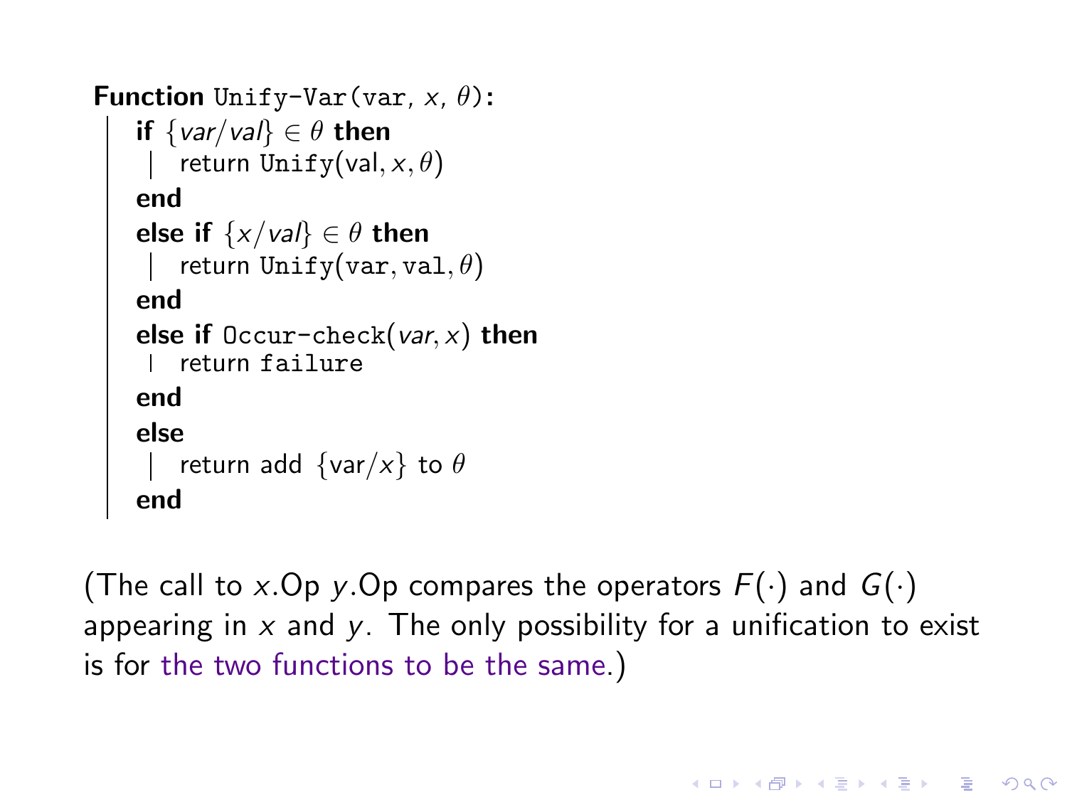```
Function Unify-Var(var, x, θ):
    if {var/val} ∈ θ then
        return Unify(val, x, θ)
    end
    else if {x/val} ∈ θ then
        return Unify(var, val, θ)
    end
    else if Occur-check(var, x) then
        return failure
    end
    else
        return add {var/x} to θ
    end
```

(The call to $x$.Op $y$.Op compares the operators $F(\cdot)$ and $G(\cdot)$ appearing in $x$ and $y$. The only possibility for a unification to exist is for the two functions to be the same.)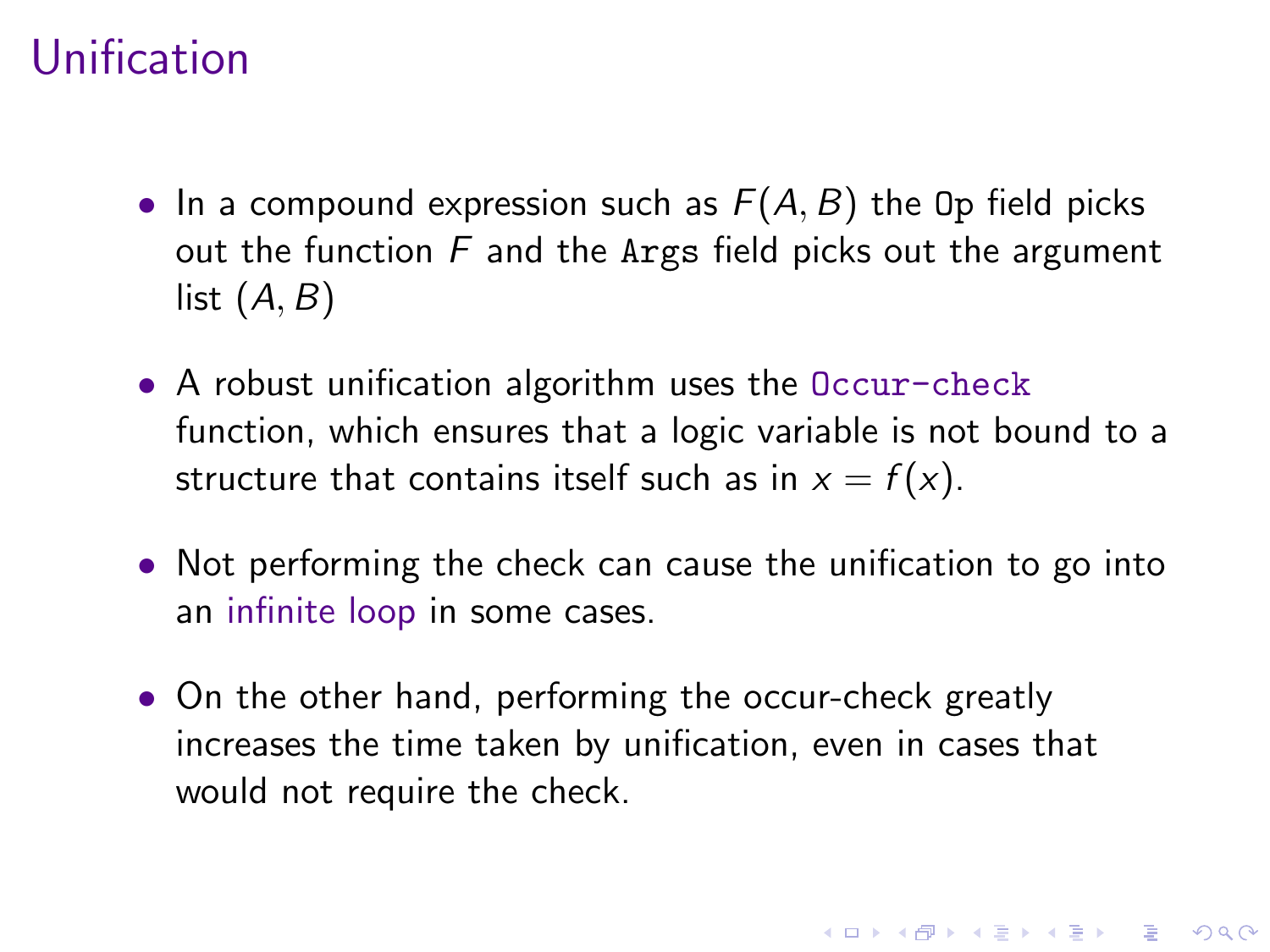# Unification

- In a compound expression such as $F(A, B)$ the `Op` field picks out the function $F$ and the `Args` field picks out the argument list $(A, B)$

- A robust unification algorithm uses the `Occur-check` function, which ensures that a logic variable is not bound to a structure that contains itself such as in $x = f(x)$.

- Not performing the check can cause the unification to go into an infinite loop in some cases.

- On the other hand, performing the occur-check greatly increases the time taken by unification, even in cases that would not require the check.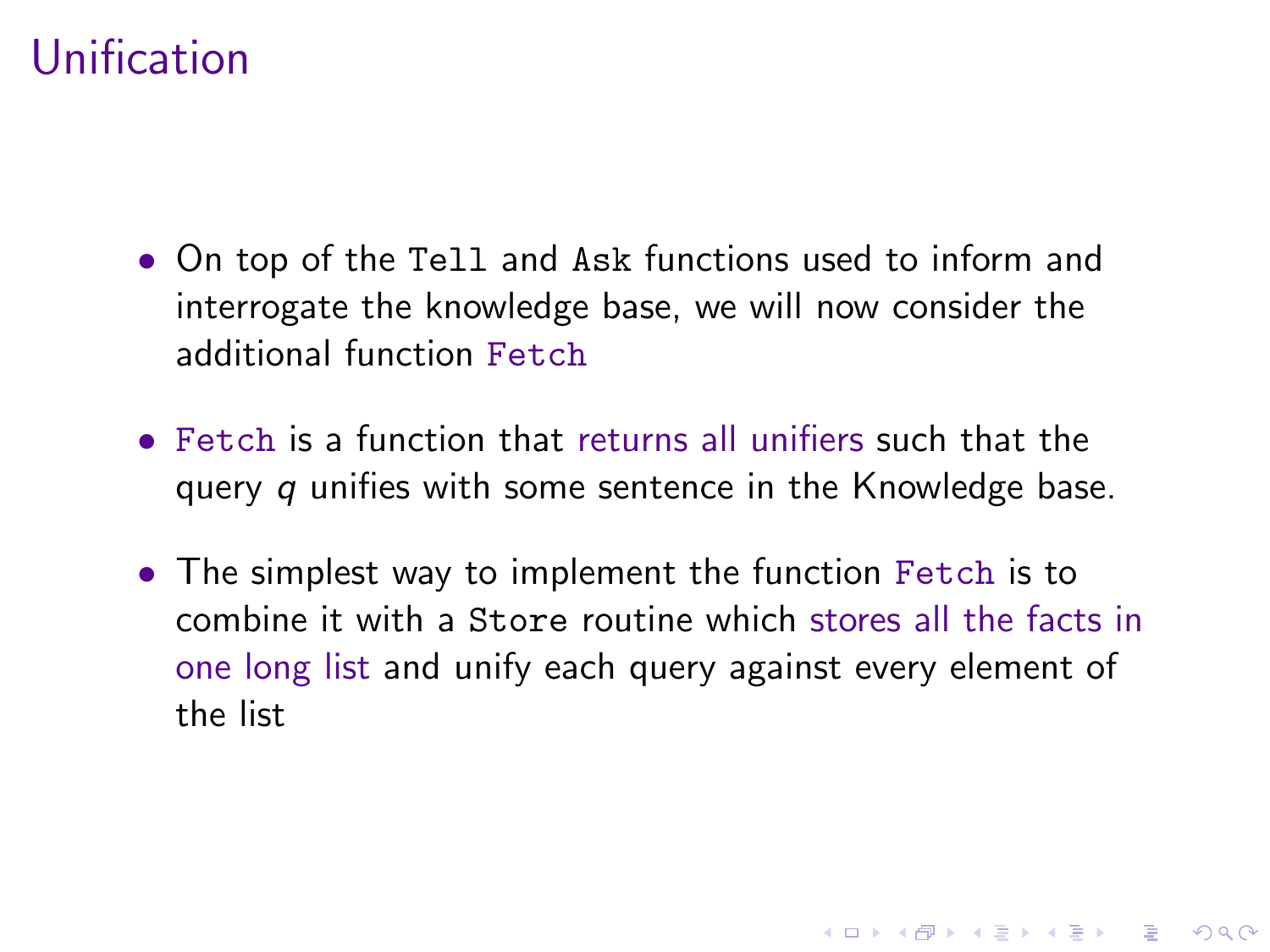# Unification

- On top of the `Tell` and `Ask` functions used to inform and interrogate the knowledge base, we will now consider the additional function `Fetch`
- `Fetch` is a function that returns all unifiers such that the query $q$ unifies with some sentence in the Knowledge base.
- The simplest way to implement the function `Fetch` is to combine it with a `Store` routine which stores all the facts in one long list and unify each query against every element of the list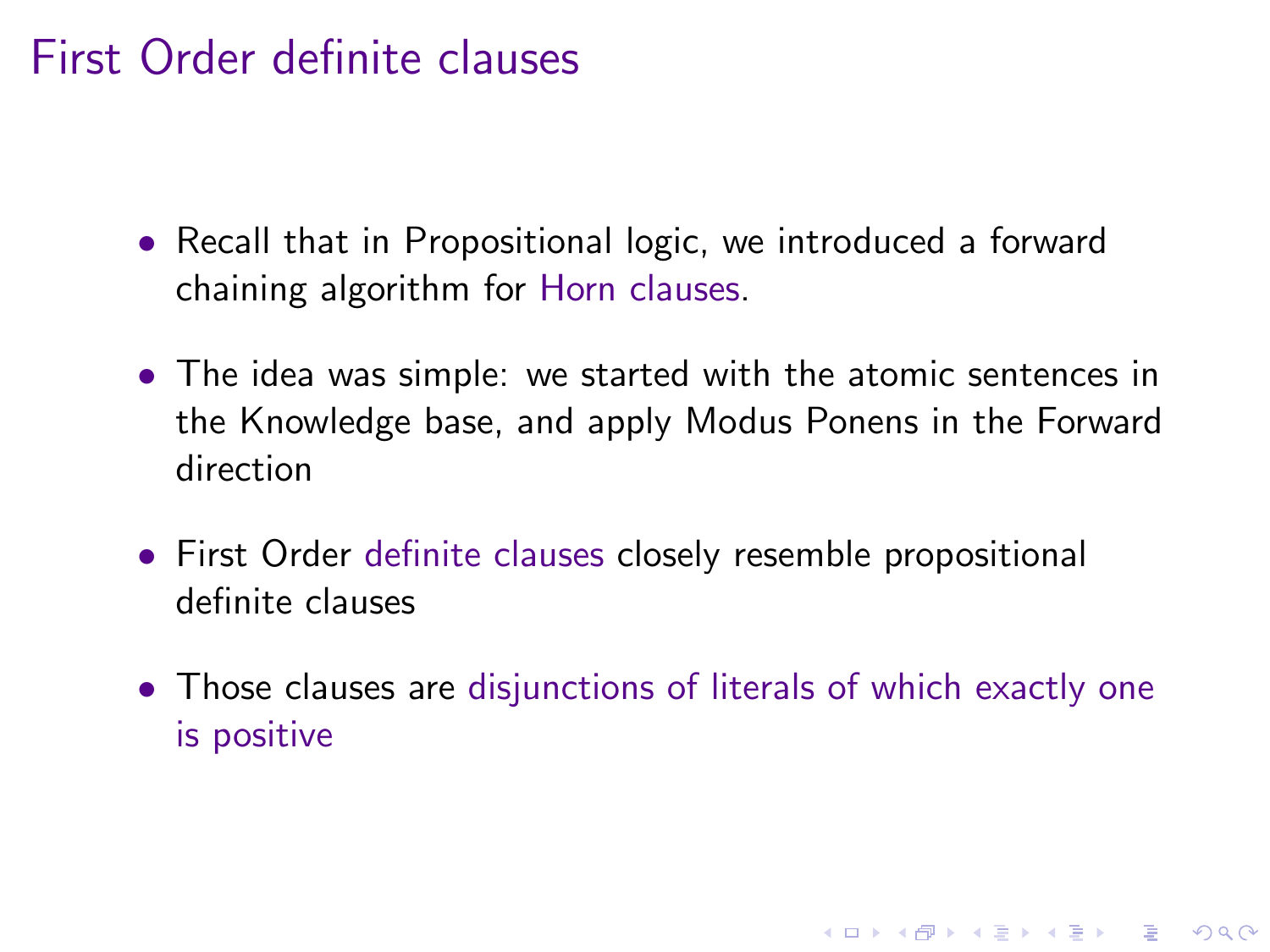# First Order definite clauses

- Recall that in Propositional logic, we introduced a forward chaining algorithm for Horn clauses.
- The idea was simple: we started with the atomic sentences in the Knowledge base, and apply Modus Ponens in the Forward direction
- First Order definite clauses closely resemble propositional definite clauses
- Those clauses are disjunctions of literals of which exactly one is positive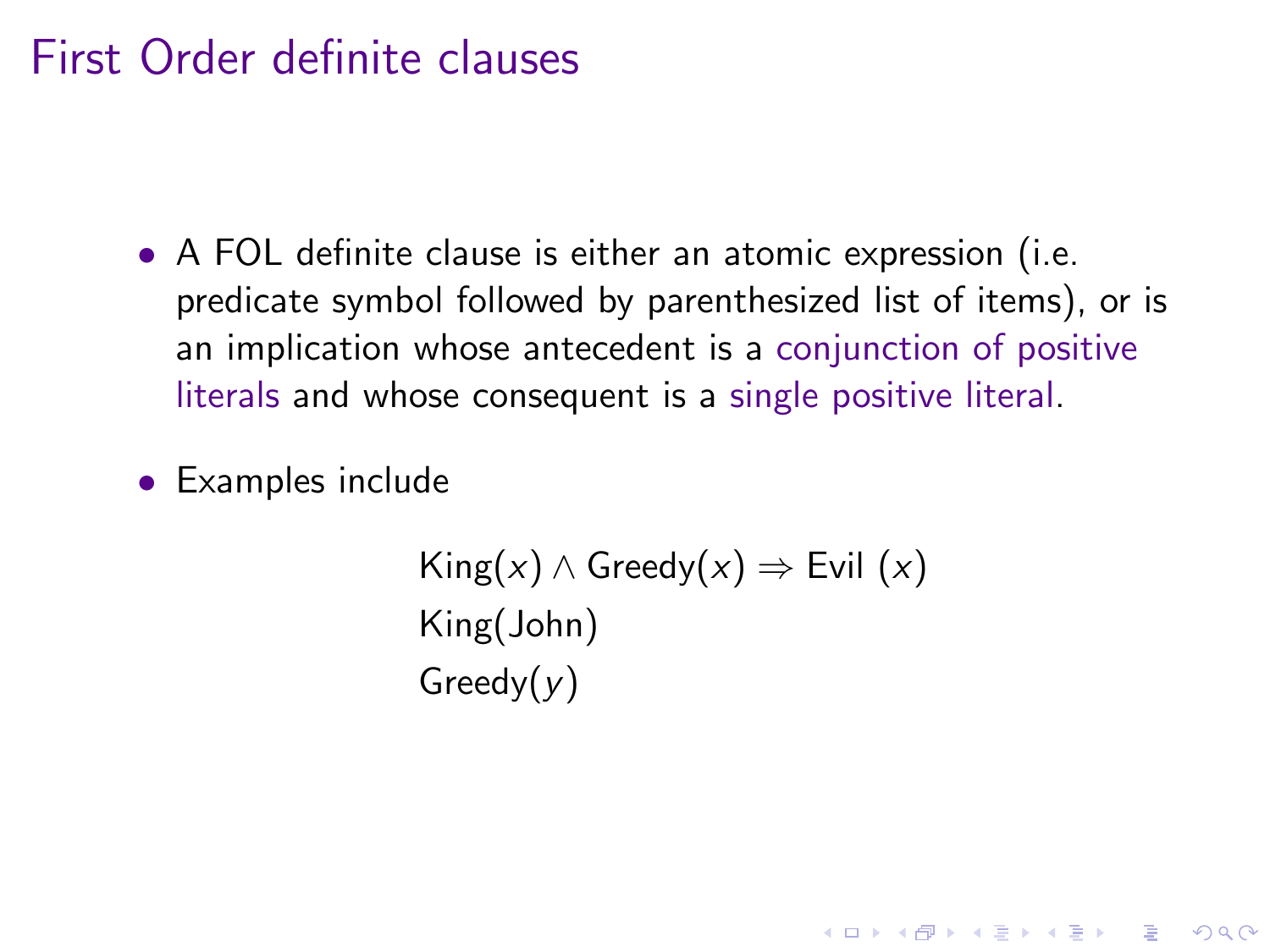# First Order definite clauses

- A FOL definite clause is either an atomic expression (i.e. predicate symbol followed by parenthesized list of items), or is an implication whose antecedent is a conjunction of positive literals and whose consequent is a single positive literal.
- Examples include

$$\text{King}(x) \wedge \text{Greedy}(x) \Rightarrow \text{Evil}\ (x)$$
$$\text{King}(\text{John})$$
$$\text{Greedy}(y)$$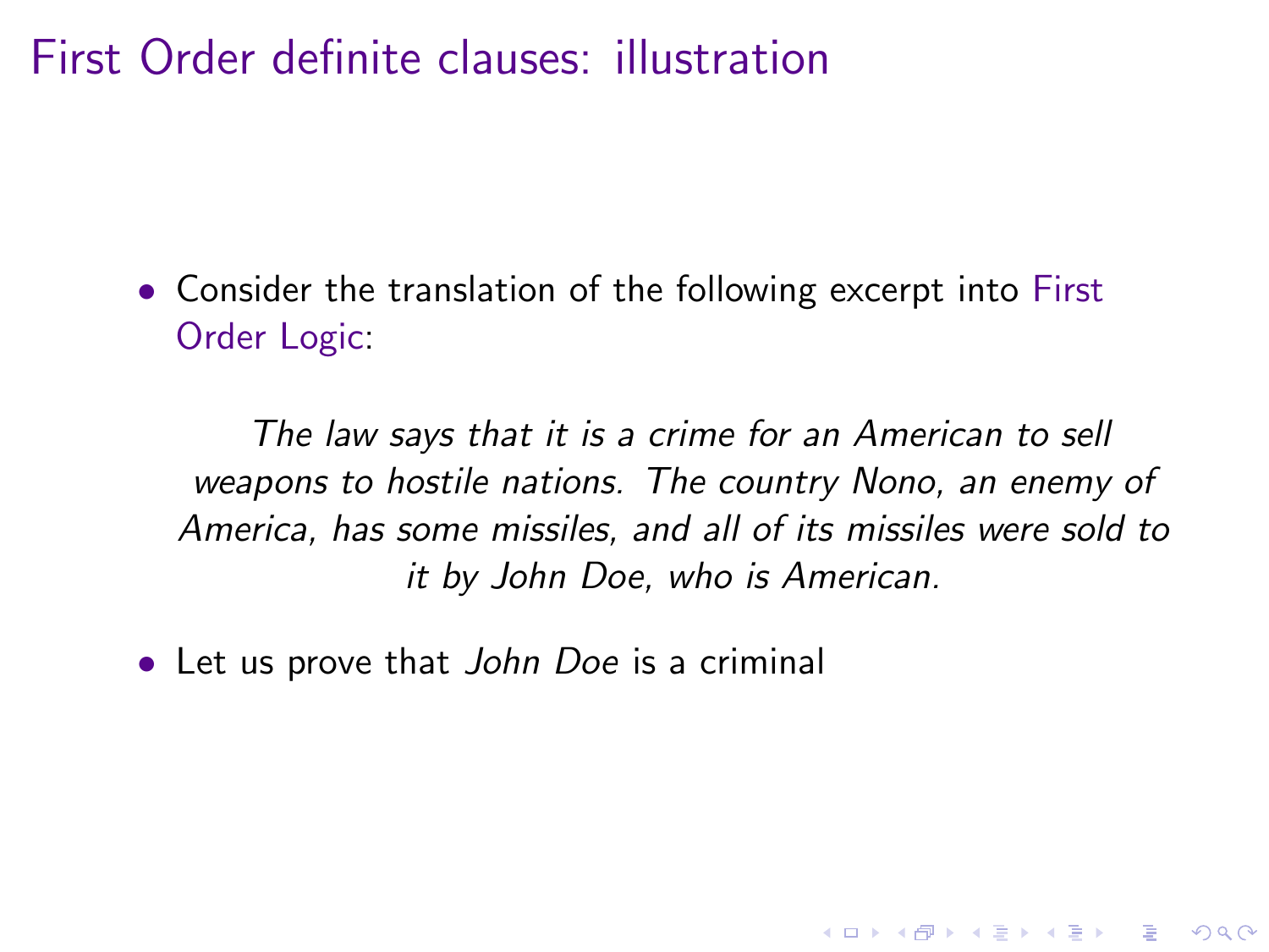# First Order definite clauses: illustration

- Consider the translation of the following excerpt into First Order Logic:

  > *The law says that it is a crime for an American to sell weapons to hostile nations. The country Nono, an enemy of America, has some missiles, and all of its missiles were sold to it by John Doe, who is American.*

- Let us prove that *John Doe* is a criminal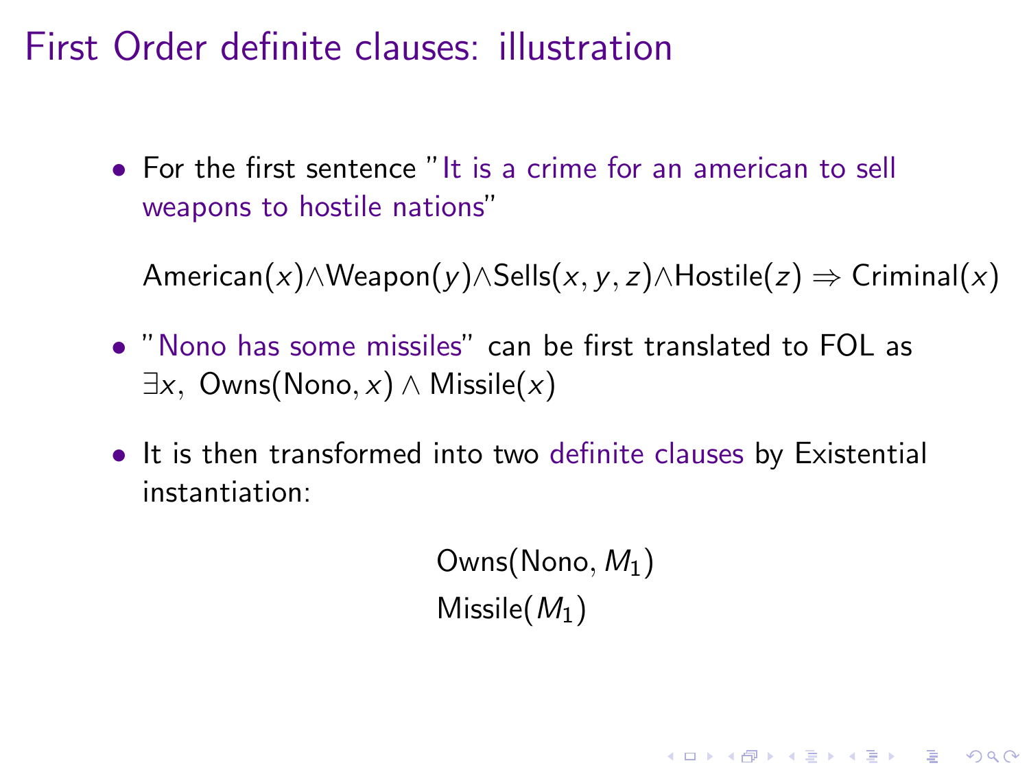# First Order definite clauses: illustration

- For the first sentence "It is a crime for an american to sell weapons to hostile nations"

  $$\text{American}(x) \wedge \text{Weapon}(y) \wedge \text{Sells}(x, y, z) \wedge \text{Hostile}(z) \Rightarrow \text{Criminal}(x)$$

- "Nono has some missiles" can be first translated to FOL as $\exists x,\ \text{Owns}(\text{Nono}, x) \wedge \text{Missile}(x)$

- It is then transformed into two definite clauses by Existential instantiation:

$$\text{Owns}(\text{Nono}, M_1)$$

$$\text{Missile}(M_1)$$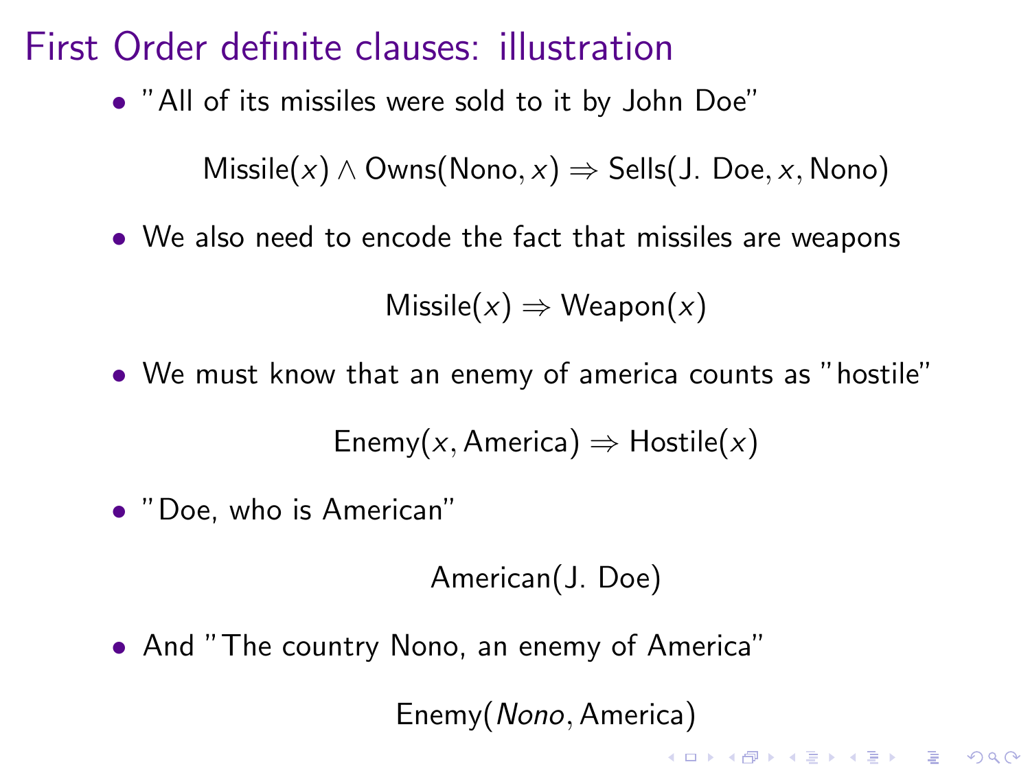# First Order definite clauses: illustration

- "All of its missiles were sold to it by John Doe"

$$\text{Missile}(x) \wedge \text{Owns}(\text{Nono}, x) \Rightarrow \text{Sells}(\text{J. Doe}, x, \text{Nono})$$

- We also need to encode the fact that missiles are weapons

$$\text{Missile}(x) \Rightarrow \text{Weapon}(x)$$

- We must know that an enemy of america counts as "hostile"

$$\text{Enemy}(x, \text{America}) \Rightarrow \text{Hostile}(x)$$

- "Doe, who is American"

$$\text{American}(\text{J. Doe})$$

- And "The country Nono, an enemy of America"

$$\text{Enemy}(\textit{Nono}, \text{America})$$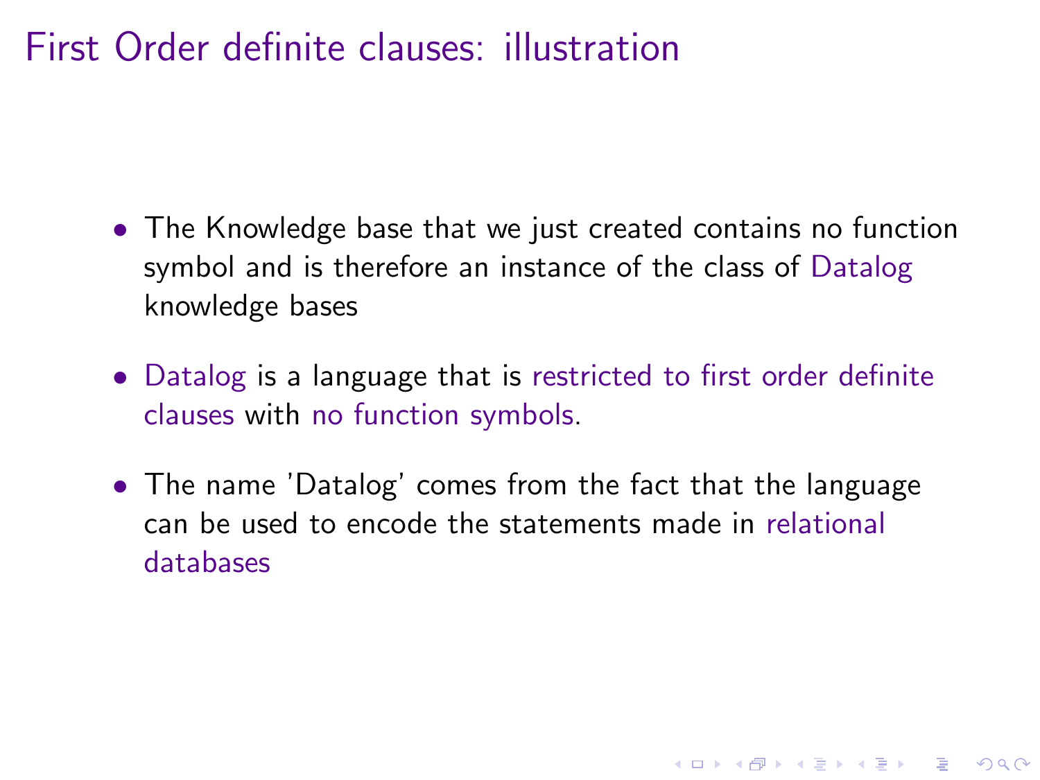# First Order definite clauses: illustration

- The Knowledge base that we just created contains no function symbol and is therefore an instance of the class of Datalog knowledge bases
- Datalog is a language that is restricted to first order definite clauses with no function symbols.
- The name 'Datalog' comes from the fact that the language can be used to encode the statements made in relational databases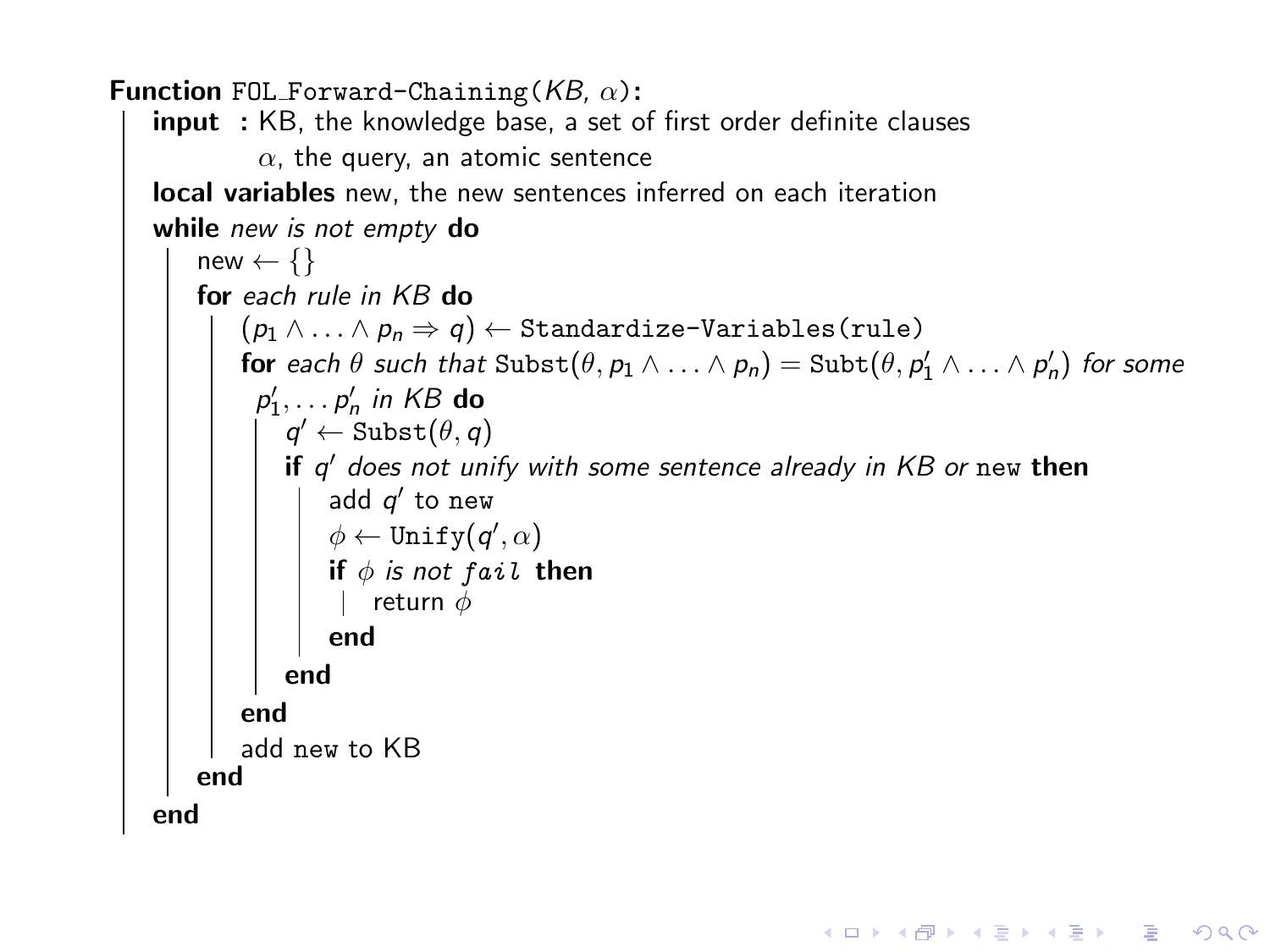**Function** FOL_Forward-Chaining($KB$, $\alpha$):

- **input :** KB, the knowledge base, a set of first order definite clauses
  - $\alpha$, the query, an atomic sentence
- **local variables** new, the new sentences inferred on each iteration
- **while** *new is not empty* **do**
  - new $\leftarrow \{\}$
  - **for** *each rule in KB* **do**
    - $(p_1 \wedge \ldots \wedge p_n \Rightarrow q) \leftarrow$ `Standardize-Variables(rule)`
    - **for** *each* $\theta$ *such that* $\texttt{Subst}(\theta, p_1 \wedge \ldots \wedge p_n) = \texttt{Subt}(\theta, p'_1 \wedge \ldots \wedge p'_n)$ *for some* $p'_1, \ldots p'_n$ *in KB* **do**
      - $q' \leftarrow \texttt{Subst}(\theta, q)$
      - **if** $q'$ *does not unify with some sentence already in KB or* `new` **then**
        - add $q'$ to `new`
        - $\phi \leftarrow \texttt{Unify}(q', \alpha)$
        - **if** $\phi$ *is not* $fail$ **then**
          - return $\phi$
        - **end**
      - **end**
    - **end**
    - add `new` to KB
  - **end**
- **end**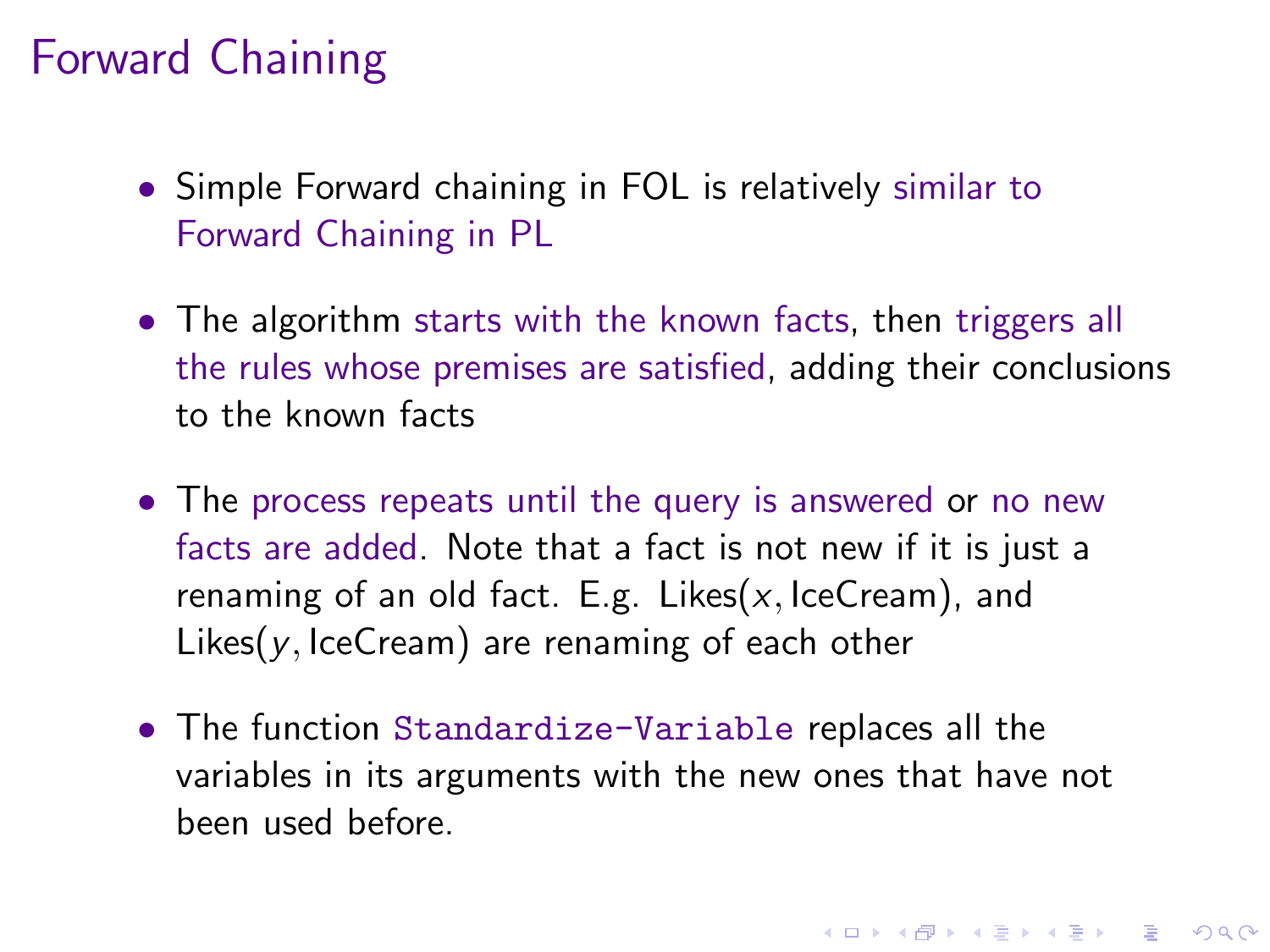# Forward Chaining

- Simple Forward chaining in FOL is relatively similar to Forward Chaining in PL
- The algorithm starts with the known facts, then triggers all the rules whose premises are satisfied, adding their conclusions to the known facts
- The process repeats until the query is answered or no new facts are added. Note that a fact is not new if it is just a renaming of an old fact. E.g. $\text{Likes}(x, \text{IceCream})$, and $\text{Likes}(y, \text{IceCream})$ are renaming of each other
- The function `Standardize-Variable` replaces all the variables in its arguments with the new ones that have not been used before.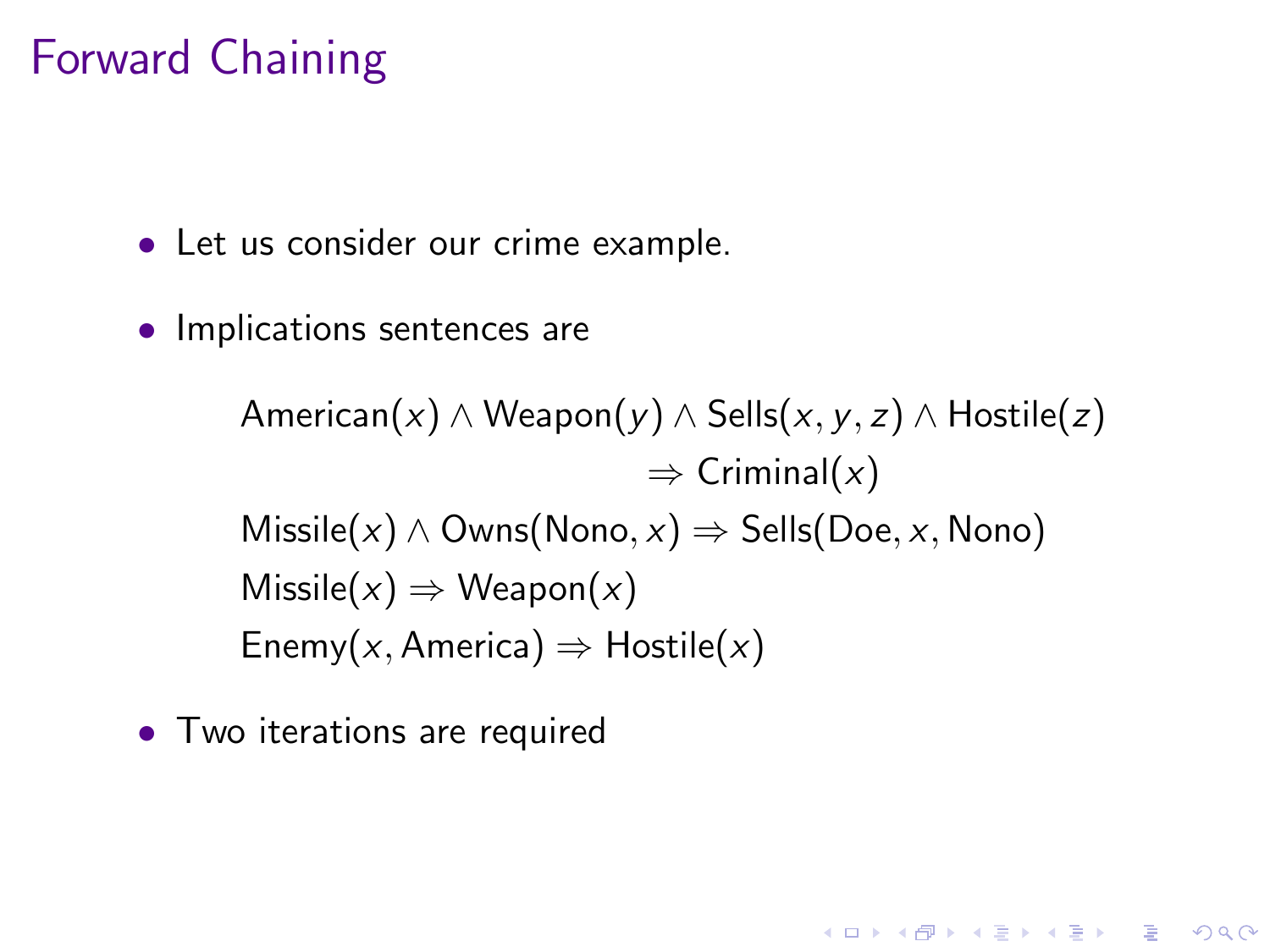# Forward Chaining

- Let us consider our crime example.
- Implications sentences are

$$\text{American}(x) \land \text{Weapon}(y) \land \text{Sells}(x, y, z) \land \text{Hostile}(z) \Rightarrow \text{Criminal}(x)$$

$$\text{Missile}(x) \land \text{Owns}(\text{Nono}, x) \Rightarrow \text{Sells}(\text{Doe}, x, \text{Nono})$$

$$\text{Missile}(x) \Rightarrow \text{Weapon}(x)$$

$$\text{Enemy}(x, \text{America}) \Rightarrow \text{Hostile}(x)$$

- Two iterations are required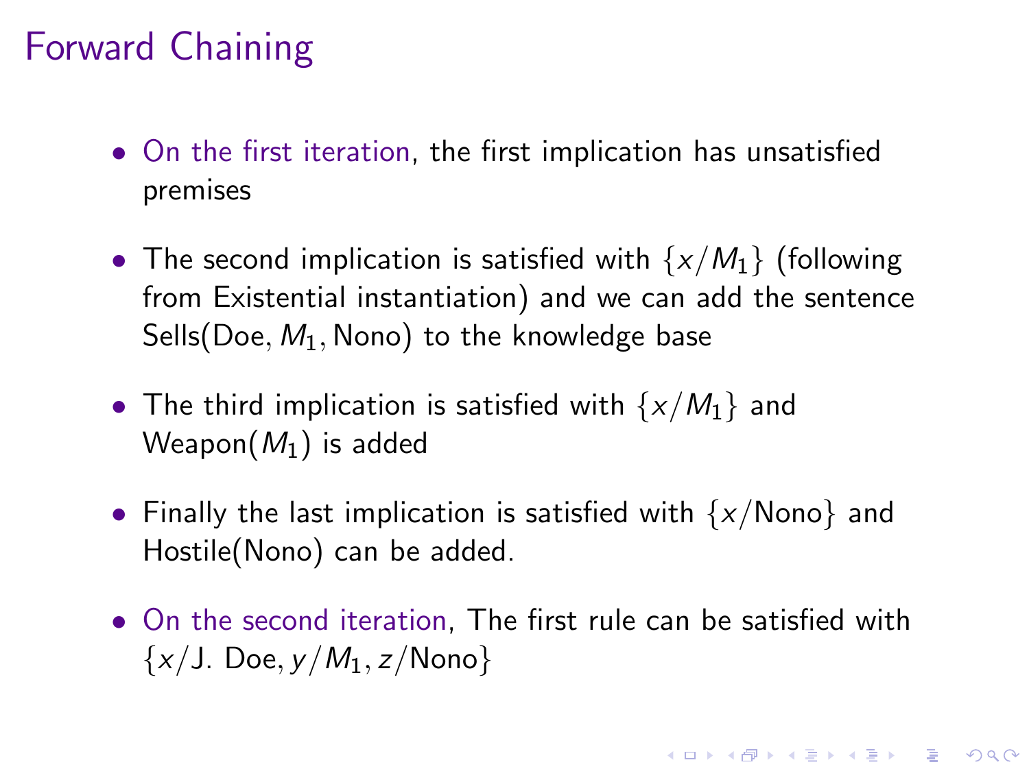# Forward Chaining

- On the first iteration, the first implication has unsatisfied premises
- The second implication is satisfied with $\{x/M_1\}$ (following from Existential instantiation) and we can add the sentence $\text{Sells}(\text{Doe}, M_1, \text{Nono})$ to the knowledge base
- The third implication is satisfied with $\{x/M_1\}$ and $\text{Weapon}(M_1)$ is added
- Finally the last implication is satisfied with $\{x/\text{Nono}\}$ and $\text{Hostile}(\text{Nono})$ can be added.
- On the second iteration, The first rule can be satisfied with $\{x/\text{J. Doe}, y/M_1, z/\text{Nono}\}$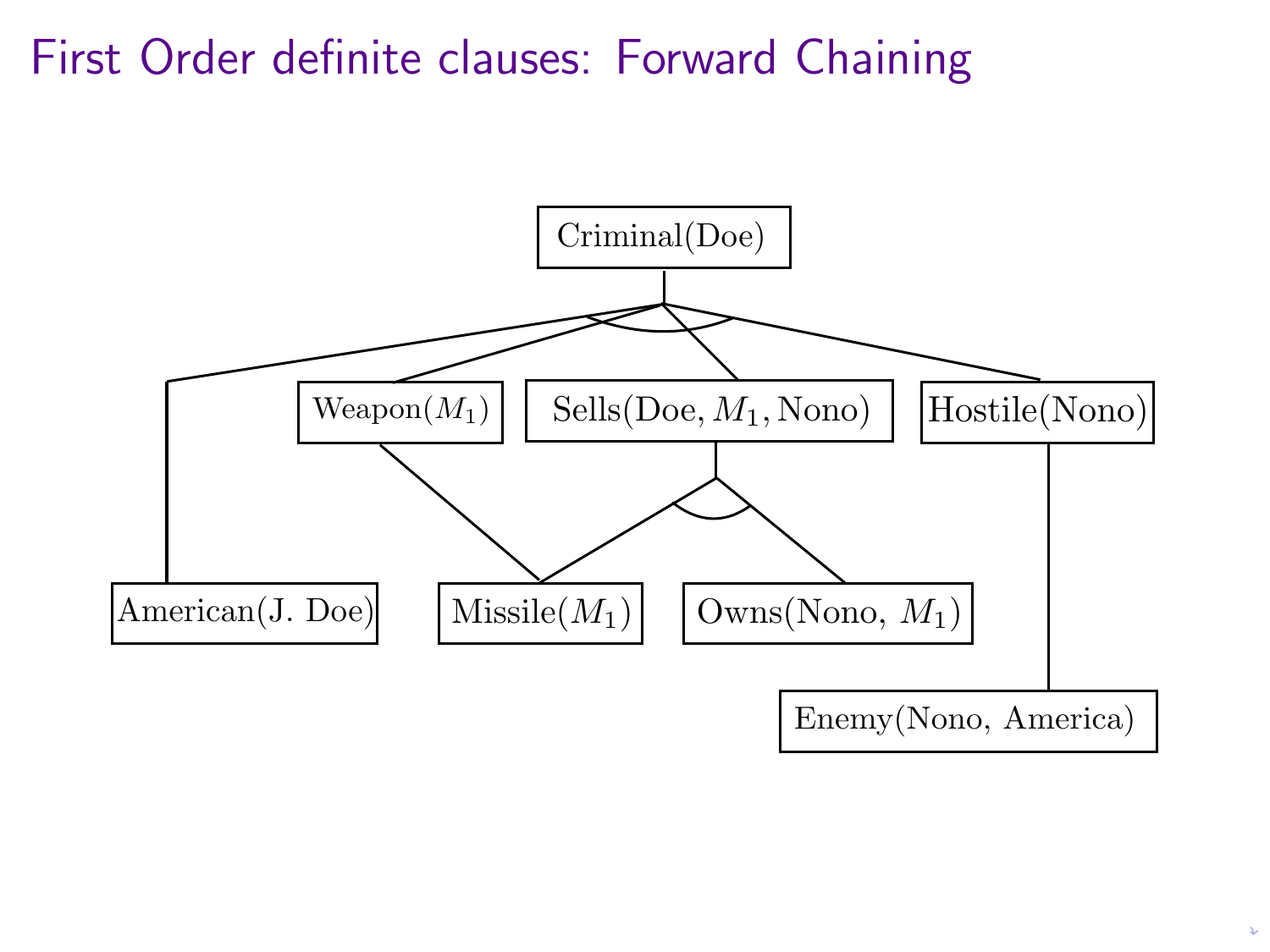# First Order definite clauses: Forward Chaining

Criminal(Doe)

Weapon($M_1$)

Sells(Doe, $M_1$, Nono)

Hostile(Nono)

American(J. Doe)

Missile($M_1$)

Owns(Nono, $M_1$)

Enemy(Nono, America)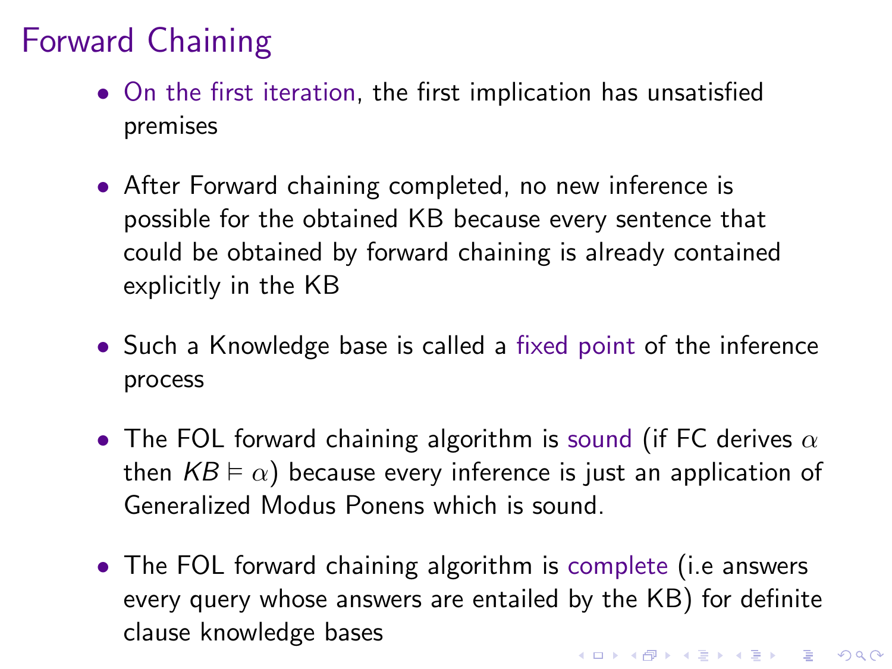# Forward Chaining

- On the first iteration, the first implication has unsatisfied premises

- After Forward chaining completed, no new inference is possible for the obtained KB because every sentence that could be obtained by forward chaining is already contained explicitly in the KB

- Such a Knowledge base is called a fixed point of the inference process

- The FOL forward chaining algorithm is sound (if FC derives $\alpha$ then $KB \models \alpha$) because every inference is just an application of Generalized Modus Ponens which is sound.

- The FOL forward chaining algorithm is complete (i.e answers every query whose answers are entailed by the KB) for definite clause knowledge bases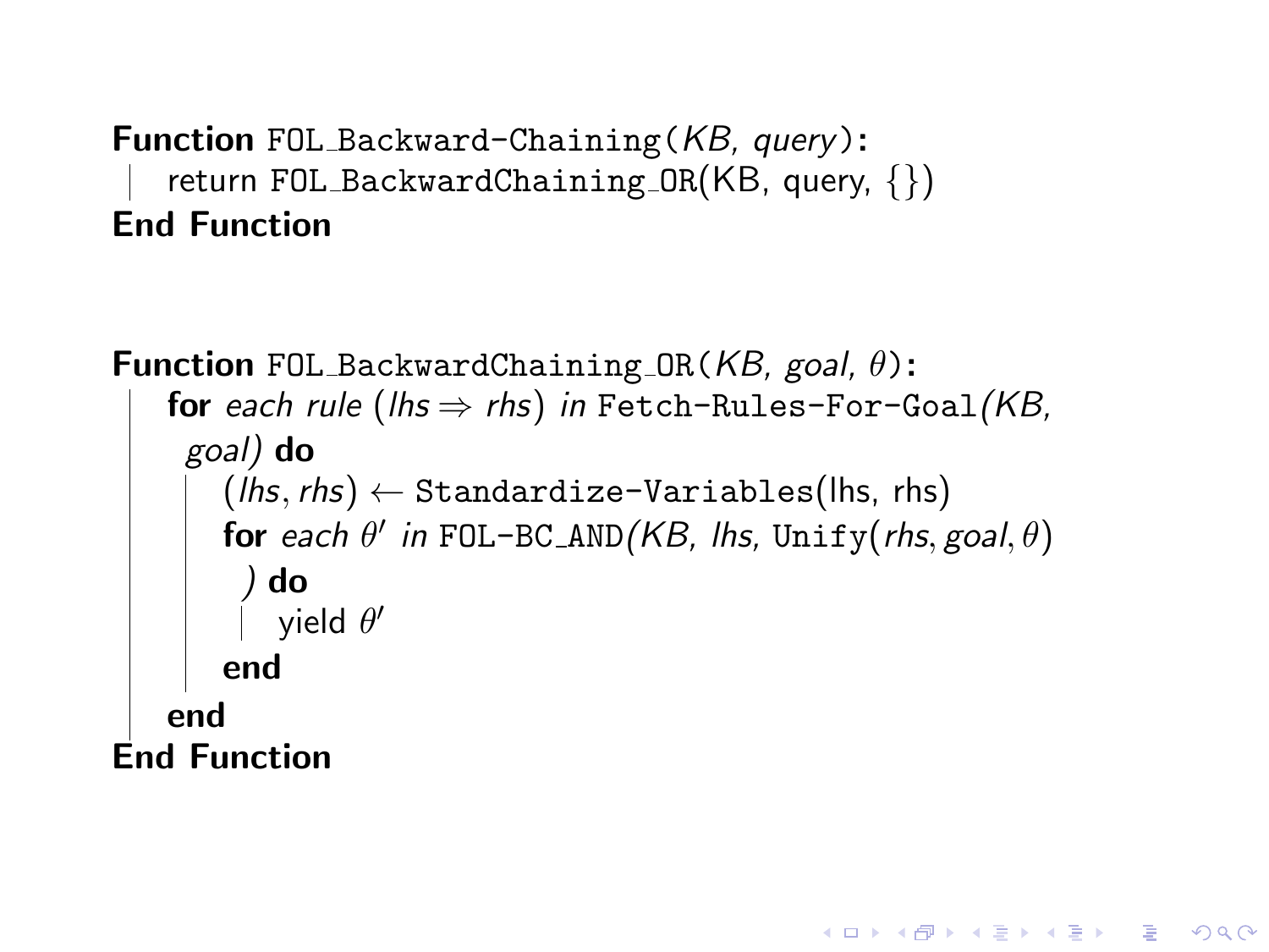```
Function FOL_Backward-Chaining(KB, query):
    return FOL_BackwardChaining_OR(KB, query, {})
End Function
```

```
Function FOL_BackwardChaining_OR(KB, goal, θ):
    for each rule (lhs ⇒ rhs) in Fetch-Rules-For-Goal(KB,
      goal) do
        (lhs, rhs) ← Standardize-Variables(lhs, rhs)
        for each θ′ in FOL-BC_AND(KB, lhs, Unify(rhs, goal, θ)
          ) do
            yield θ′
        end
    end
End Function
```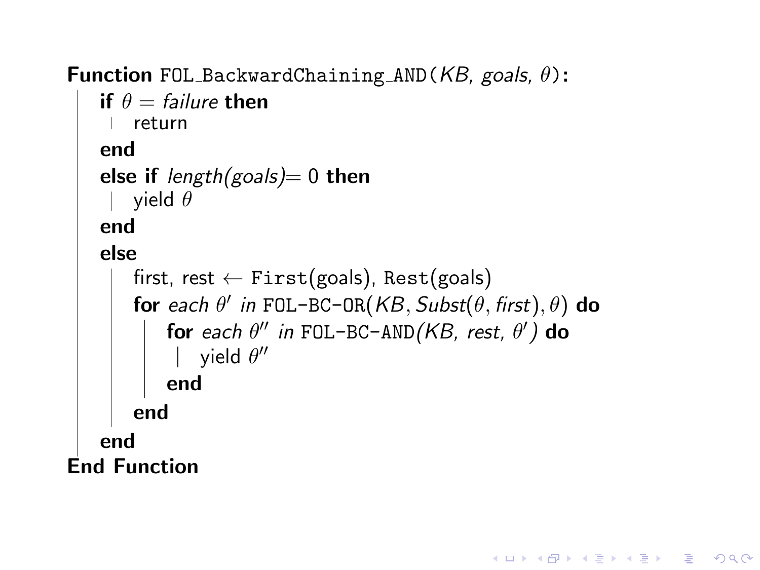```
Function FOL_BackwardChaining_AND(KB, goals, θ):
    if θ = failure then
        return
    end
    else if length(goals)= 0 then
        yield θ
    end
    else
        first, rest ← First(goals), Rest(goals)
        for each θ′ in FOL-BC-OR(KB, Subst(θ, first), θ) do
            for each θ″ in FOL-BC-AND(KB, rest, θ′) do
                yield θ″
            end
        end
    end
End Function
```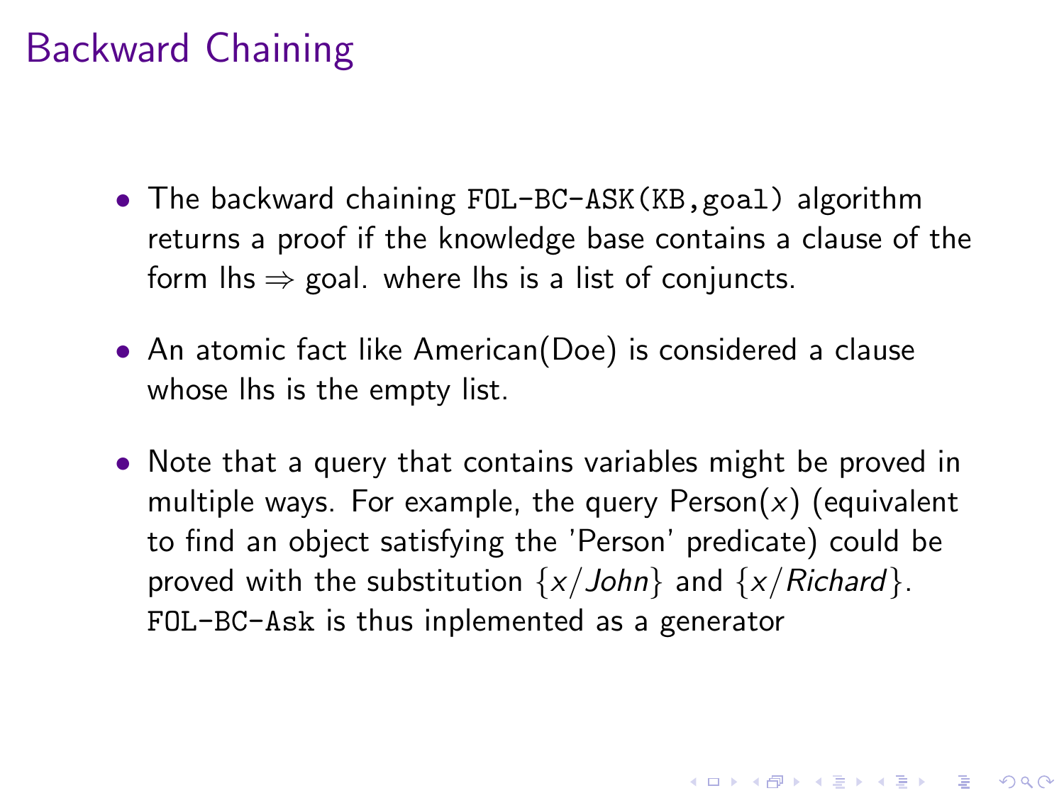# Backward Chaining

- The backward chaining `FOL-BC-ASK(KB,goal)` algorithm returns a proof if the knowledge base contains a clause of the form lhs $\Rightarrow$ goal. where lhs is a list of conjuncts.
- An atomic fact like American(Doe) is considered a clause whose lhs is the empty list.
- Note that a query that contains variables might be proved in multiple ways. For example, the query Person($x$) (equivalent to find an object satisfying the 'Person' predicate) could be proved with the substitution $\{x/John\}$ and $\{x/Richard\}$. `FOL-BC-Ask` is thus inplemented as a generator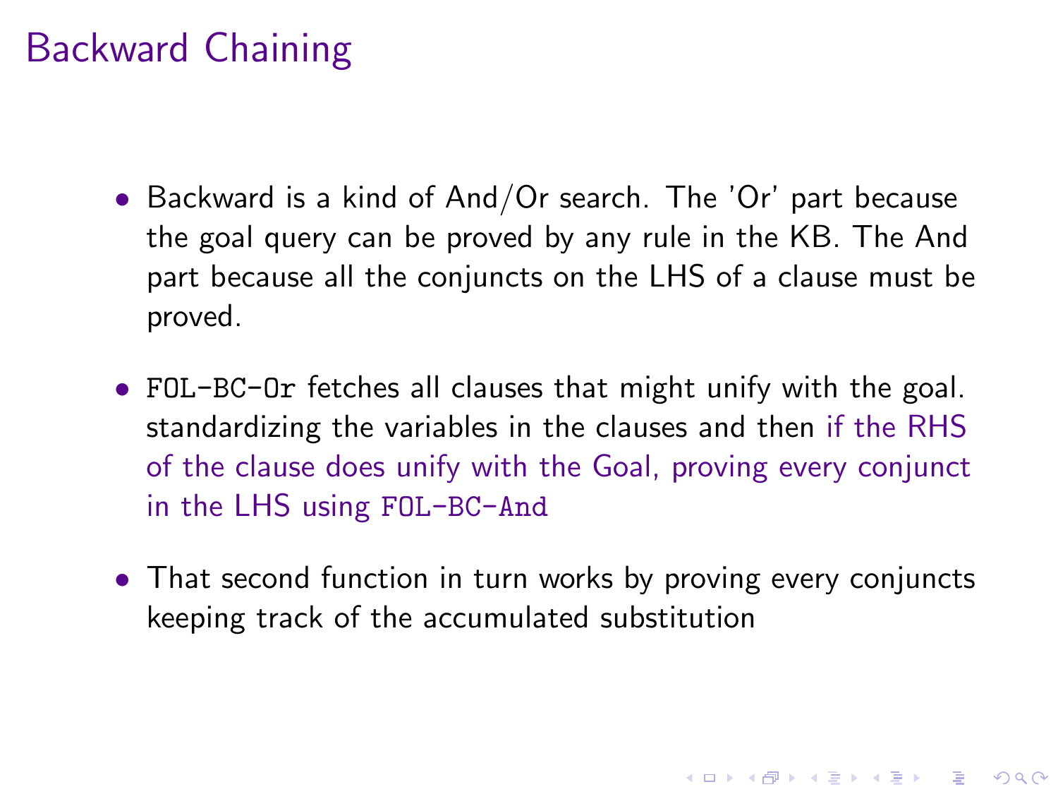# Backward Chaining

- Backward is a kind of And/Or search. The 'Or' part because the goal query can be proved by any rule in the KB. The And part because all the conjuncts on the LHS of a clause must be proved.
- `FOL-BC-Or` fetches all clauses that might unify with the goal. standardizing the variables in the clauses and then if the RHS of the clause does unify with the Goal, proving every conjunct in the LHS using `FOL-BC-And`
- That second function in turn works by proving every conjuncts keeping track of the accumulated substitution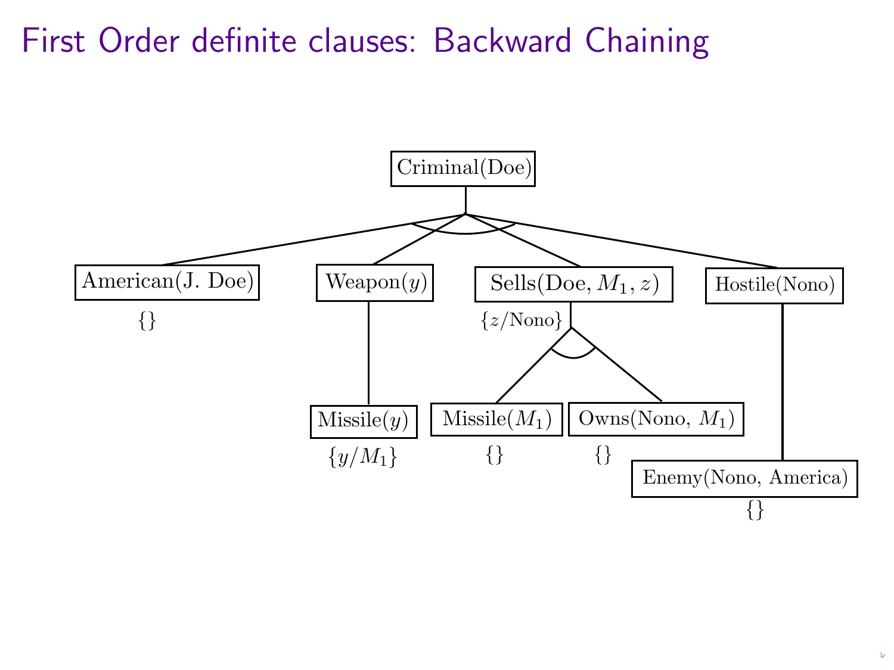# First Order definite clauses: Backward Chaining

Criminal(Doe)

American(J. Doe) $\{\}$

Weapon($y$)

Sells(Doe, $M_1$, $z$) $\{z/\text{Nono}\}$

Hostile(Nono)

Missile($y$) $\{y/M_1\}$

Missile($M_1$) $\{\}$

Owns(Nono, $M_1$) $\{\}$

Enemy(Nono, America) $\{\}$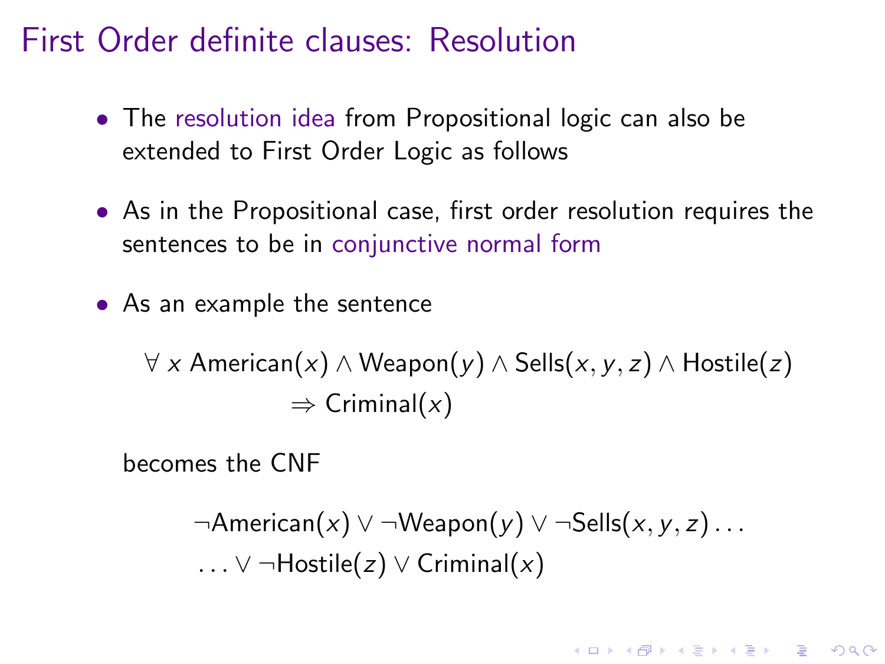# First Order definite clauses: Resolution

- The resolution idea from Propositional logic can also be extended to First Order Logic as follows
- As in the Propositional case, first order resolution requires the sentences to be in conjunctive normal form
- As an example the sentence

$$\forall\, x \; \text{American}(x) \wedge \text{Weapon}(y) \wedge \text{Sells}(x, y, z) \wedge \text{Hostile}(z) \Rightarrow \text{Criminal}(x)$$

  becomes the CNF

$$\neg\text{American}(x) \vee \neg\text{Weapon}(y) \vee \neg\text{Sells}(x, y, z) \ldots$$
$$\ldots \vee \neg\text{Hostile}(z) \vee \text{Criminal}(x)$$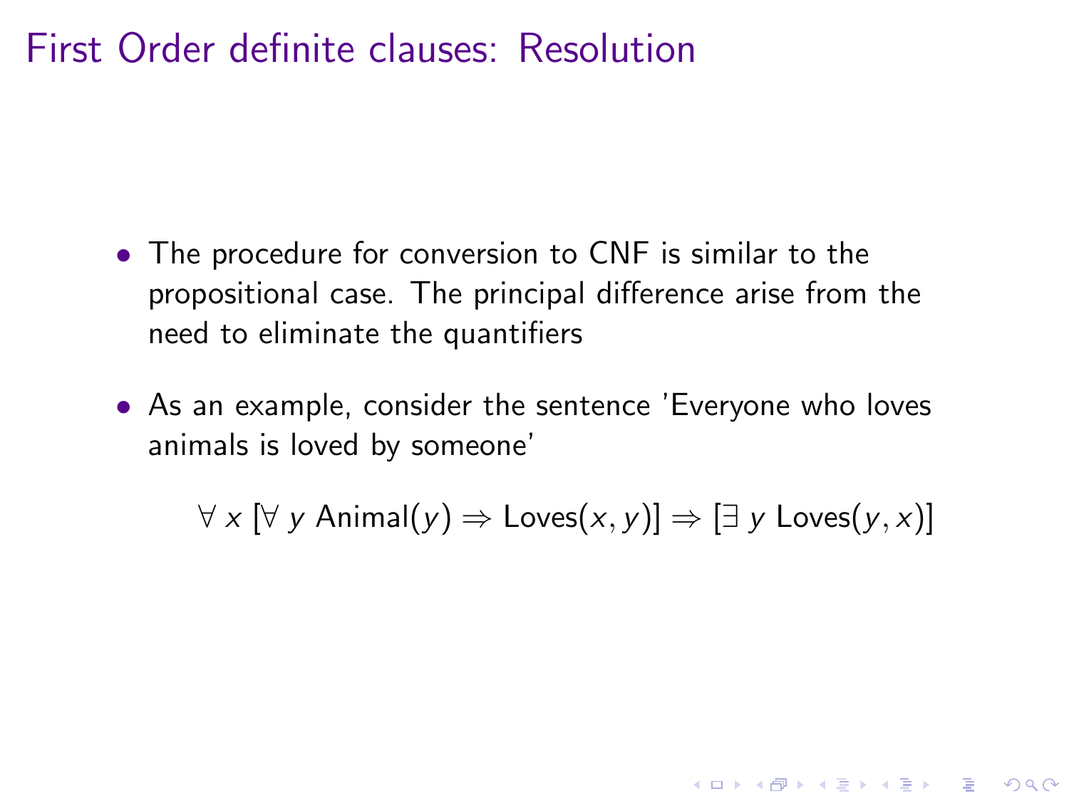# First Order definite clauses: Resolution

- The procedure for conversion to CNF is similar to the propositional case. The principal difference arise from the need to eliminate the quantifiers
- As an example, consider the sentence 'Everyone who loves animals is loved by someone'

$$\forall\, x\ [\forall\, y\ \text{Animal}(y) \Rightarrow \text{Loves}(x, y)] \Rightarrow [\exists\, y\ \text{Loves}(y, x)]$$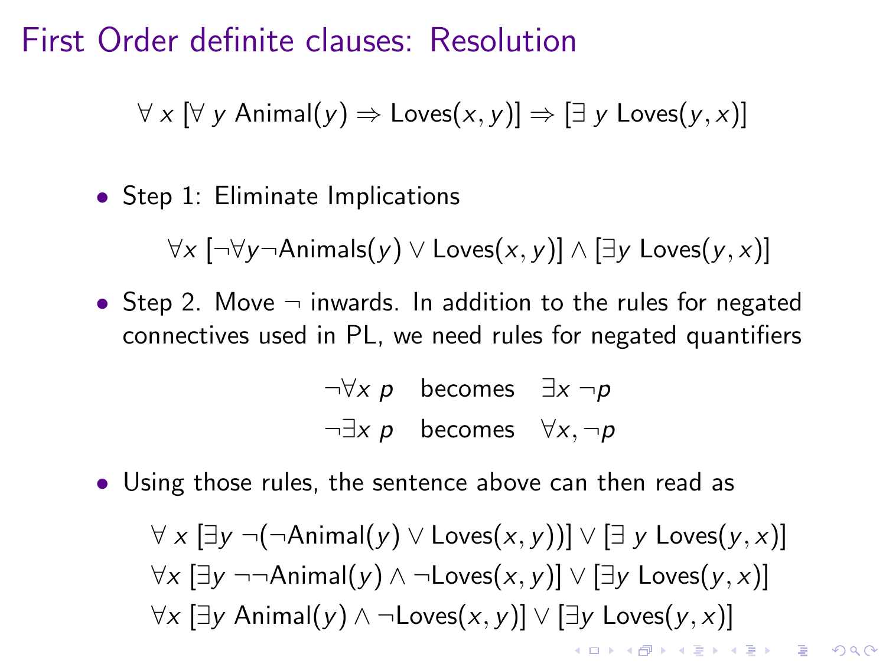# First Order definite clauses: Resolution

$$\forall\ x\ [\forall\ y\ \text{Animal}(y) \Rightarrow \text{Loves}(x, y)] \Rightarrow [\exists\ y\ \text{Loves}(y, x)]$$

- Step 1: Eliminate Implications

$$\forall x\ [\neg\forall y \neg \text{Animals}(y) \vee \text{Loves}(x, y)] \wedge [\exists y\ \text{Loves}(y, x)]$$

- Step 2. Move $\neg$ inwards. In addition to the rules for negated connectives used in PL, we need rules for negated quantifiers

$$\neg\forall x\ p \quad \text{becomes} \quad \exists x\ \neg p$$
$$\neg\exists x\ p \quad \text{becomes} \quad \forall x, \neg p$$

- Using those rules, the sentence above can then read as

$$\forall\ x\ [\exists y\ \neg(\neg\text{Animal}(y) \vee \text{Loves}(x, y))] \vee [\exists\ y\ \text{Loves}(y, x)]$$
$$\forall x\ [\exists y\ \neg\neg\text{Animal}(y) \wedge \neg\text{Loves}(x, y)] \vee [\exists y\ \text{Loves}(y, x)]$$
$$\forall x\ [\exists y\ \text{Animal}(y) \wedge \neg\text{Loves}(x, y)] \vee [\exists y\ \text{Loves}(y, x)]$$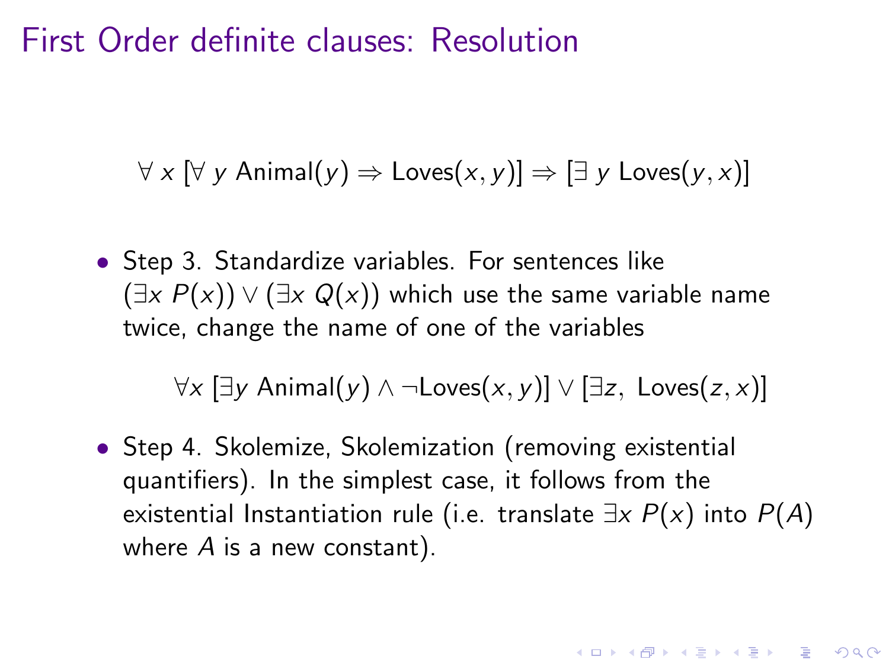# First Order definite clauses: Resolution

$$\forall\, x\; [\forall\, y\; \text{Animal}(y) \Rightarrow \text{Loves}(x, y)] \Rightarrow [\exists\, y\; \text{Loves}(y, x)]$$

- Step 3. Standardize variables. For sentences like $(\exists x\; P(x)) \vee (\exists x\; Q(x))$ which use the same variable name twice, change the name of one of the variables

$$\forall x\; [\exists y\; \text{Animal}(y) \wedge \neg \text{Loves}(x, y)] \vee [\exists z,\; \text{Loves}(z, x)]$$

- Step 4. Skolemize, Skolemization (removing existential quantifiers). In the simplest case, it follows from the existential Instantiation rule (i.e. translate $\exists x\; P(x)$ into $P(A)$ where $A$ is a new constant).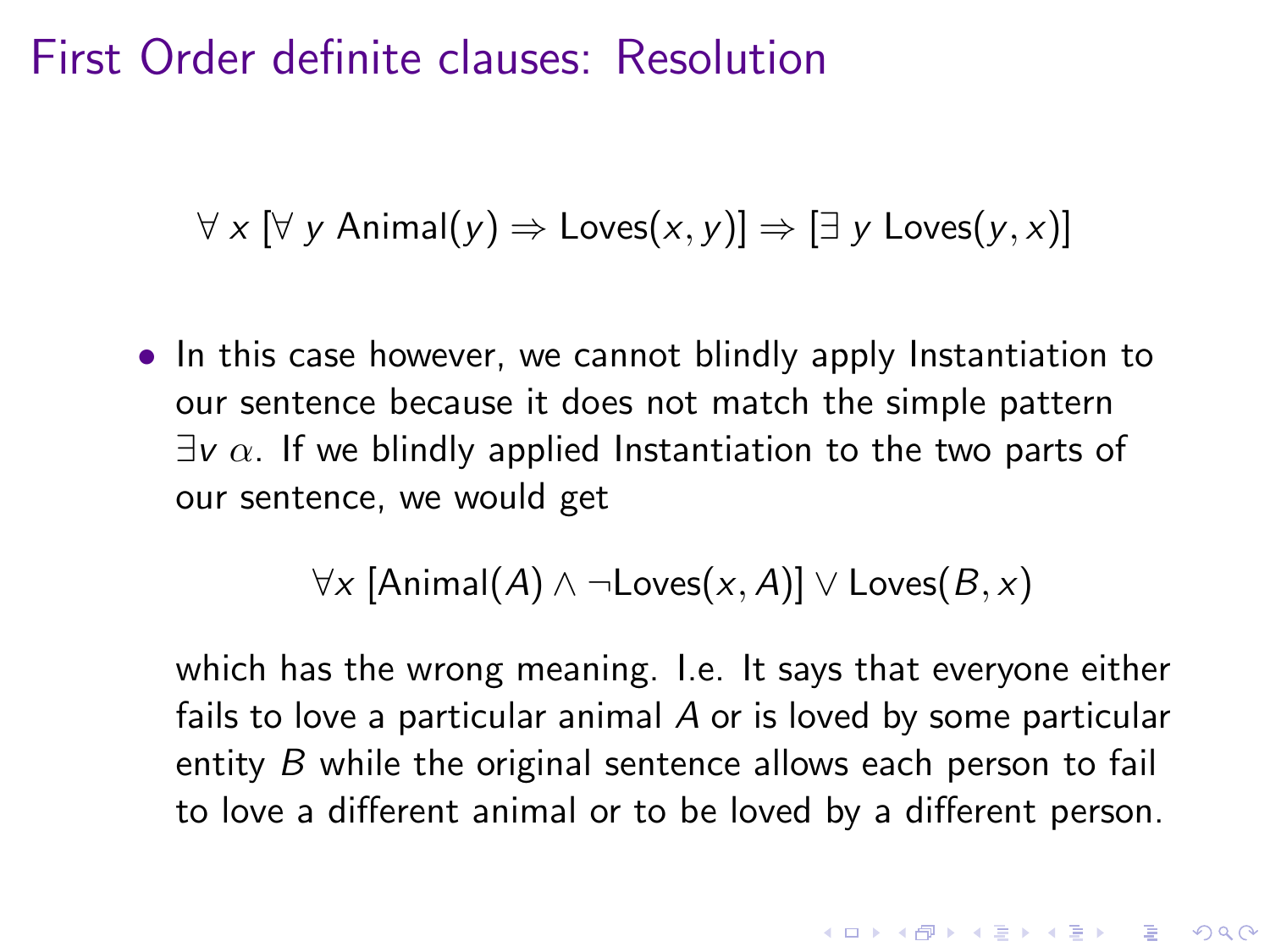# First Order definite clauses: Resolution

$$\forall\, x\ [\forall\, y\ \text{Animal}(y) \Rightarrow \text{Loves}(x, y)] \Rightarrow [\exists\, y\ \text{Loves}(y, x)]$$

- In this case however, we cannot blindly apply Instantiation to our sentence because it does not match the simple pattern $\exists v\ \alpha$. If we blindly applied Instantiation to the two parts of our sentence, we would get

  $$\forall x\ [\text{Animal}(A) \wedge \neg\text{Loves}(x, A)] \vee \text{Loves}(B, x)$$

  which has the wrong meaning. I.e. It says that everyone either fails to love a particular animal $A$ or is loved by some particular entity $B$ while the original sentence allows each person to fail to love a different animal or to be loved by a different person.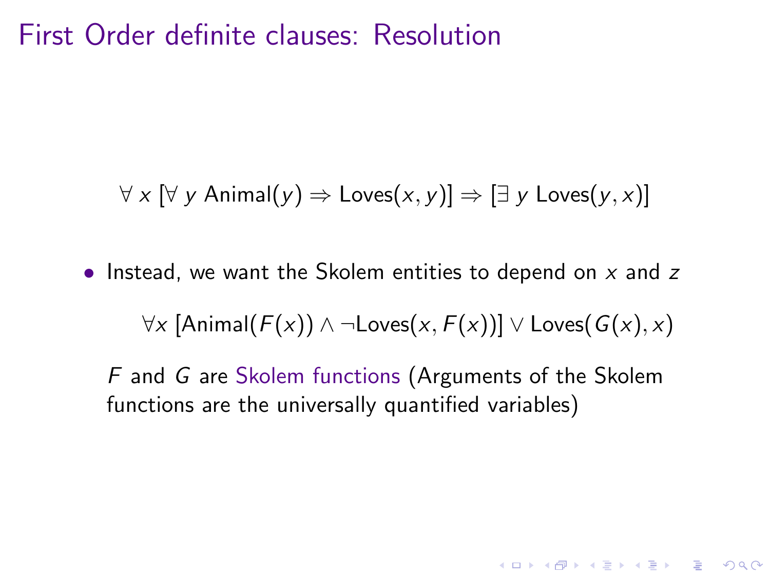# First Order definite clauses: Resolution

$$\forall\ x\ [\forall\ y\ \text{Animal}(y) \Rightarrow \text{Loves}(x, y)] \Rightarrow [\exists\ y\ \text{Loves}(y, x)]$$

- Instead, we want the Skolem entities to depend on $x$ and $z$

$$\forall x\ [\text{Animal}(F(x)) \wedge \neg\text{Loves}(x, F(x))] \vee \text{Loves}(G(x), x)$$

$F$ and $G$ are Skolem functions (Arguments of the Skolem functions are the universally quantified variables)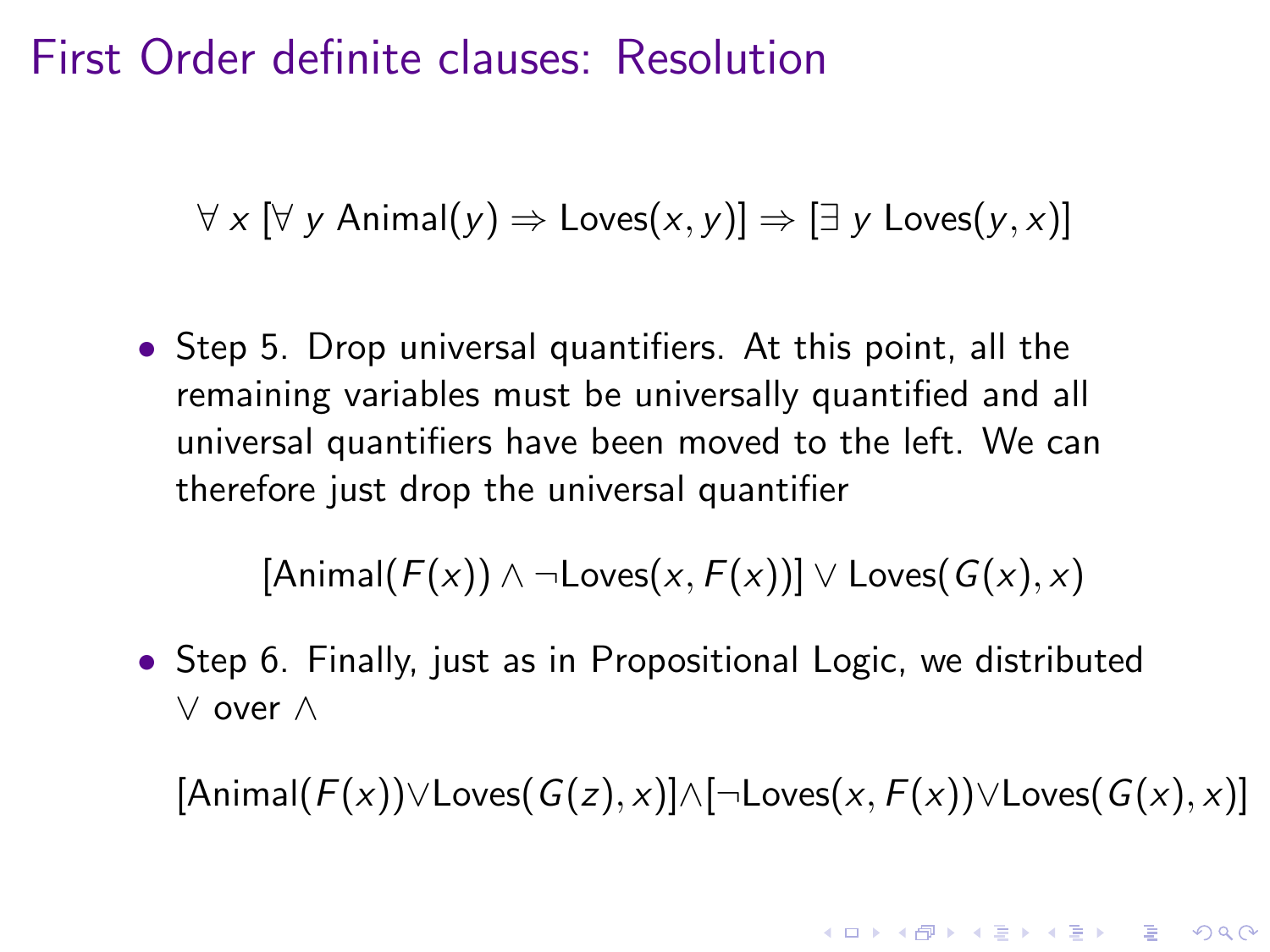# First Order definite clauses: Resolution

$$\forall\, x\; [\forall\, y\; \text{Animal}(y) \Rightarrow \text{Loves}(x, y)] \Rightarrow [\exists\, y\; \text{Loves}(y, x)]$$

- Step 5. Drop universal quantifiers. At this point, all the remaining variables must be universally quantified and all universal quantifiers have been moved to the left. We can therefore just drop the universal quantifier

$$[\text{Animal}(F(x)) \wedge \neg \text{Loves}(x, F(x))] \vee \text{Loves}(G(x), x)$$

- Step 6. Finally, just as in Propositional Logic, we distributed $\vee$ over $\wedge$

$$[\text{Animal}(F(x)) \vee \text{Loves}(G(z), x)] \wedge [\neg \text{Loves}(x, F(x)) \vee \text{Loves}(G(x), x)]$$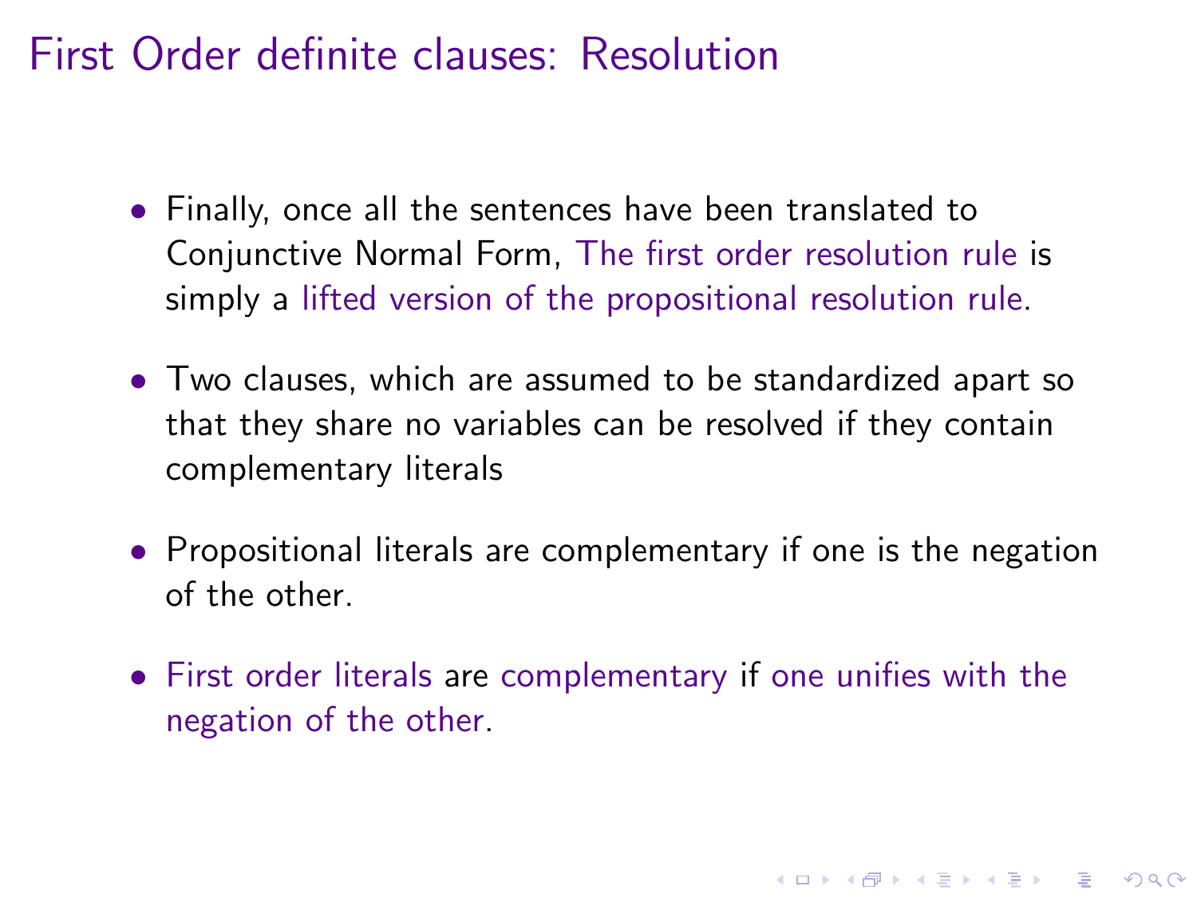# First Order definite clauses: Resolution

- Finally, once all the sentences have been translated to Conjunctive Normal Form, The first order resolution rule is simply a lifted version of the propositional resolution rule.
- Two clauses, which are assumed to be standardized apart so that they share no variables can be resolved if they contain complementary literals
- Propositional literals are complementary if one is the negation of the other.
- First order literals are complementary if one unifies with the negation of the other.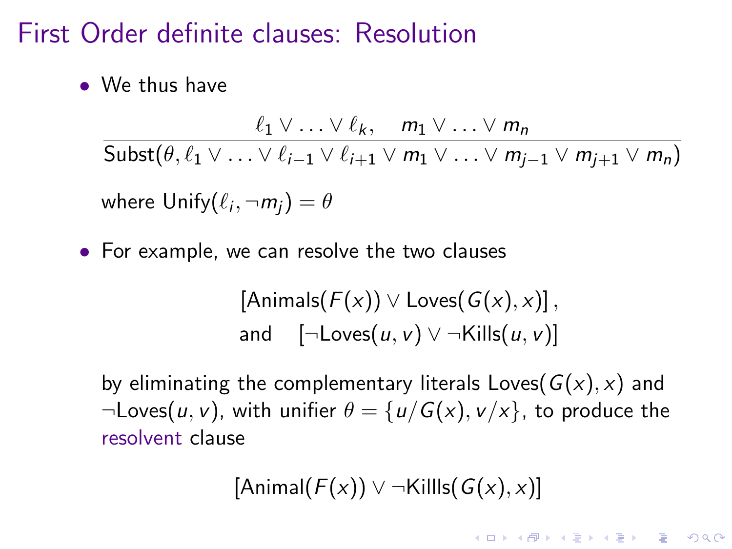# First Order definite clauses: Resolution

- We thus have

$$\frac{\ell_1 \vee \ldots \vee \ell_k, \quad m_1 \vee \ldots \vee m_n}{\text{Subst}(\theta, \ell_1 \vee \ldots \vee \ell_{i-1} \vee \ell_{i+1} \vee m_1 \vee \ldots \vee m_{j-1} \vee m_{j+1} \vee m_n)}$$

  where $\text{Unify}(\ell_i, \neg m_j) = \theta$

- For example, we can resolve the two clauses

$$[\text{Animals}(F(x)) \vee \text{Loves}(G(x), x)],$$
$$\text{and} \quad [\neg\text{Loves}(u, v) \vee \neg\text{Kills}(u, v)]$$

  by eliminating the complementary literals $\text{Loves}(G(x), x)$ and $\neg\text{Loves}(u, v)$, with unifier $\theta = \{u/G(x), v/x\}$, to produce the resolvent clause

$$[\text{Animal}(F(x)) \vee \neg\text{Killls}(G(x), x)]$$